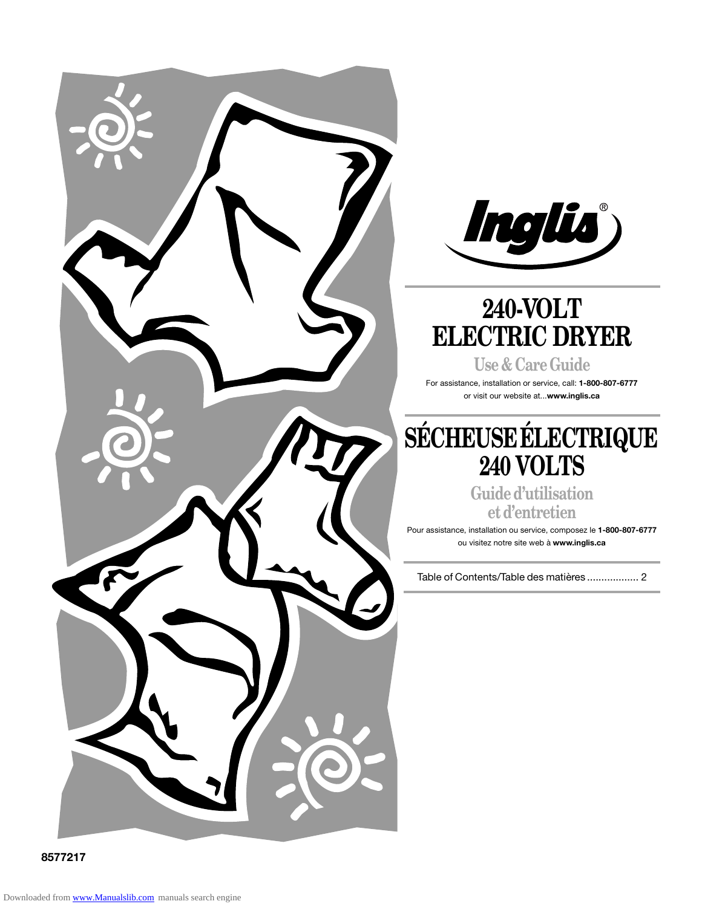Inglis®

# 240-VOLT ELECTRIC DRYER

## Use & Care Guide

For assistance, installation or service, call: **1-800-807-6777**
or visit our website at...**www.inglis.ca**

# SÉCHEUSE ÉLECTRIQUE 240 VOLTS

## Guide d'utilisation et d'entretien

Pour assistance, installation ou service, composez le **1-800-807-6777**
ou visitez notre site web à **www.inglis.ca**

Table of Contents/Table des matières .................. 2

**8577217**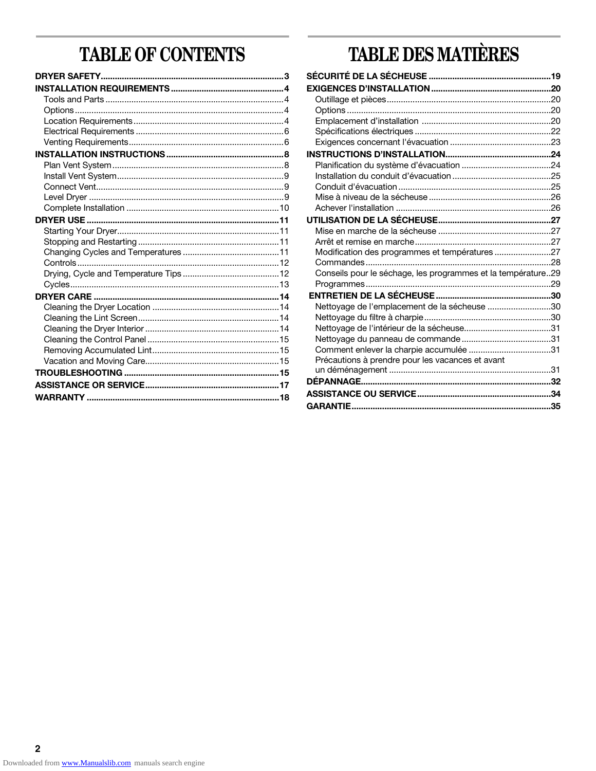# TABLE OF CONTENTS

**DRYER SAFETY** ... 3

**INSTALLATION REQUIREMENTS** ... 4

- Tools and Parts ... 4
- Options ... 4
- Location Requirements ... 4
- Electrical Requirements ... 6
- Venting Requirements ... 6

**INSTALLATION INSTRUCTIONS** ... 8

- Plan Vent System ... 8
- Install Vent System ... 9
- Connect Vent ... 9
- Level Dryer ... 9
- Complete Installation ... 10

**DRYER USE** ... 11

- Starting Your Dryer ... 11
- Stopping and Restarting ... 11
- Changing Cycles and Temperatures ... 11
- Controls ... 12
- Drying, Cycle and Temperature Tips ... 12
- Cycles ... 13

**DRYER CARE** ... 14

- Cleaning the Dryer Location ... 14
- Cleaning the Lint Screen ... 14
- Cleaning the Dryer Interior ... 14
- Cleaning the Control Panel ... 15
- Removing Accumulated Lint ... 15
- Vacation and Moving Care ... 15

**TROUBLESHOOTING** ... 15

**ASSISTANCE OR SERVICE** ... 17

**WARRANTY** ... 18

# TABLE DES MATIÈRES

**SÉCURITÉ DE LA SÉCHEUSE** ... 19

**EXIGENCES D'INSTALLATION** ... 20

- Outillage et pièces ... 20
- Options ... 20
- Emplacement d'installation ... 20
- Spécifications électriques ... 22
- Exigences concernant l'évacuation ... 23

**INSTRUCTIONS D'INSTALLATION** ... 24

- Planification du système d'évacuation ... 24
- Installation du conduit d'évacuation ... 25
- Conduit d'évacuation ... 25
- Mise à niveau de la sécheuse ... 26
- Achever l'installation ... 26

**UTILISATION DE LA SÉCHEUSE** ... 27

- Mise en marche de la sécheuse ... 27
- Arrêt et remise en marche ... 27
- Modification des programmes et températures ... 27
- Commandes ... 28
- Conseils pour le séchage, les programmes et la température ... 29
- Programmes ... 29

**ENTRETIEN DE LA SÉCHEUSE** ... 30

- Nettoyage de l'emplacement de la sécheuse ... 30
- Nettoyage du filtre à charpie ... 30
- Nettoyage de l'intérieur de la sécheuse ... 31
- Nettoyage du panneau de commande ... 31
- Comment enlever la charpie accumulée ... 31
- Précautions à prendre pour les vacances et avant un déménagement ... 31

**DÉPANNAGE** ... 32

**ASSISTANCE OU SERVICE** ... 34

**GARANTIE** ... 35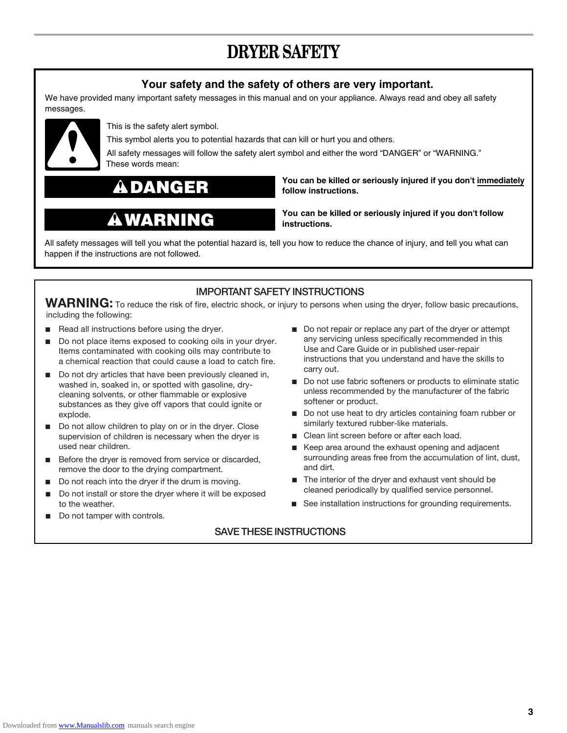# DRYER SAFETY

## Your safety and the safety of others are very important.

We have provided many important safety messages in this manual and on your appliance. Always read and obey all safety messages.

This is the safety alert symbol.

This symbol alerts you to potential hazards that can kill or hurt you and others.

All safety messages will follow the safety alert symbol and either the word "DANGER" or "WARNING." These words mean:

**DANGER** — **You can be killed or seriously injured if you don't immediately follow instructions.**

**WARNING** — **You can be killed or seriously injured if you don't follow instructions.**

All safety messages will tell you what the potential hazard is, tell you how to reduce the chance of injury, and tell you what can happen if the instructions are not followed.

## IMPORTANT SAFETY INSTRUCTIONS

**WARNING:** To reduce the risk of fire, electric shock, or injury to persons when using the dryer, follow basic precautions, including the following:

- Read all instructions before using the dryer.
- Do not place items exposed to cooking oils in your dryer. Items contaminated with cooking oils may contribute to a chemical reaction that could cause a load to catch fire.
- Do not dry articles that have been previously cleaned in, washed in, soaked in, or spotted with gasoline, dry-cleaning solvents, or other flammable or explosive substances as they give off vapors that could ignite or explode.
- Do not allow children to play on or in the dryer. Close supervision of children is necessary when the dryer is used near children.
- Before the dryer is removed from service or discarded, remove the door to the drying compartment.
- Do not reach into the dryer if the drum is moving.
- Do not install or store the dryer where it will be exposed to the weather.
- Do not tamper with controls.
- Do not repair or replace any part of the dryer or attempt any servicing unless specifically recommended in this Use and Care Guide or in published user-repair instructions that you understand and have the skills to carry out.
- Do not use fabric softeners or products to eliminate static unless recommended by the manufacturer of the fabric softener or product.
- Do not use heat to dry articles containing foam rubber or similarly textured rubber-like materials.
- Clean lint screen before or after each load.
- Keep area around the exhaust opening and adjacent surrounding areas free from the accumulation of lint, dust, and dirt.
- The interior of the dryer and exhaust vent should be cleaned periodically by qualified service personnel.
- See installation instructions for grounding requirements.

## SAVE THESE INSTRUCTIONS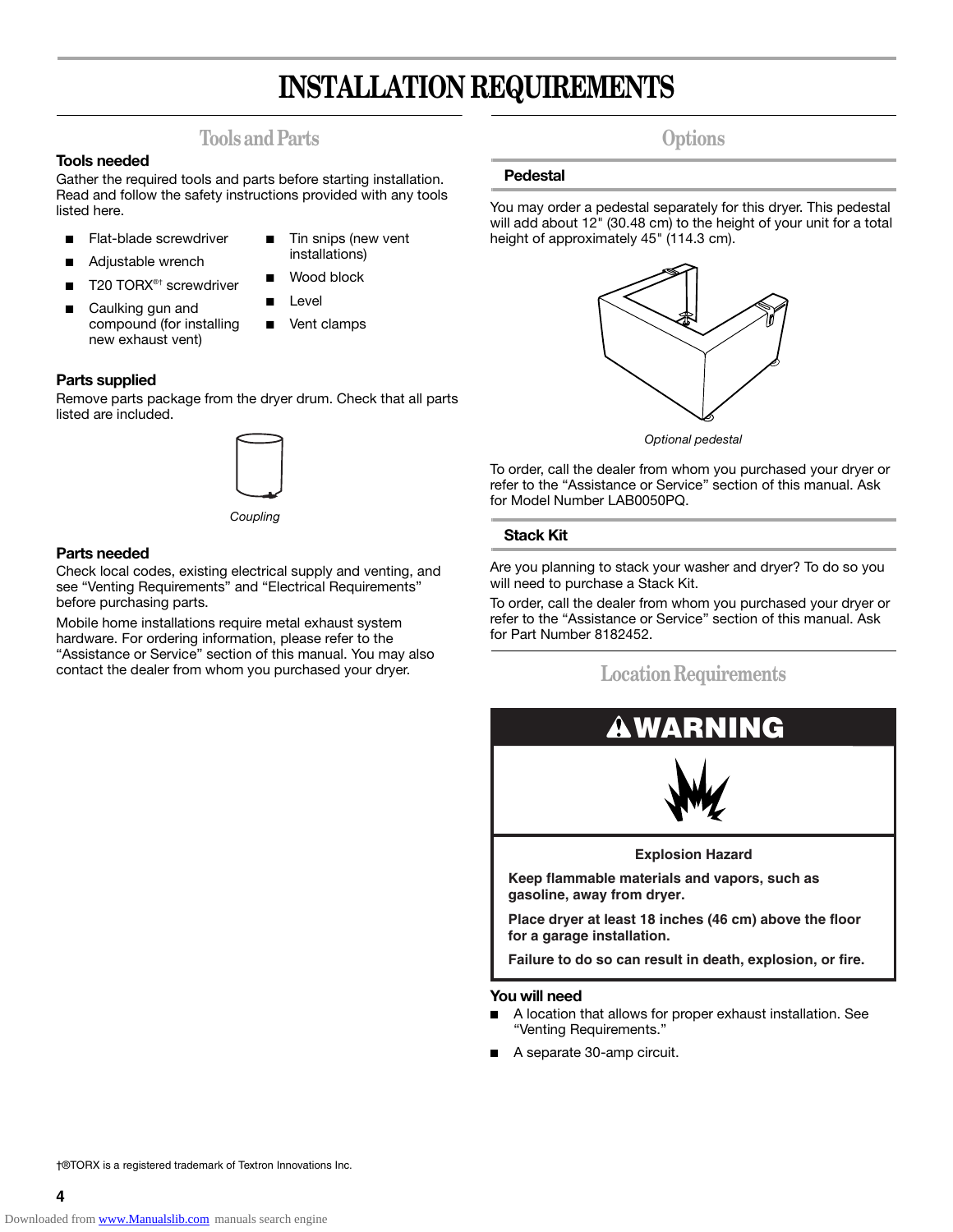# INSTALLATION REQUIREMENTS

## Tools and Parts

### Tools needed

Gather the required tools and parts before starting installation. Read and follow the safety instructions provided with any tools listed here.

- Flat-blade screwdriver
- Adjustable wrench
- T20 TORX®† screwdriver
- Caulking gun and compound (for installing new exhaust vent)
- Tin snips (new vent installations)
- Wood block
- Level
- Vent clamps

### Parts supplied

Remove parts package from the dryer drum. Check that all parts listed are included.

*Coupling*

### Parts needed

Check local codes, existing electrical supply and venting, and see "Venting Requirements" and "Electrical Requirements" before purchasing parts.

Mobile home installations require metal exhaust system hardware. For ordering information, please refer to the "Assistance or Service" section of this manual. You may also contact the dealer from whom you purchased your dryer.

## Options

### Pedestal

You may order a pedestal separately for this dryer. This pedestal will add about 12" (30.48 cm) to the height of your unit for a total height of approximately 45" (114.3 cm).

*Optional pedestal*

To order, call the dealer from whom you purchased your dryer or refer to the "Assistance or Service" section of this manual. Ask for Model Number LAB0050PQ.

### Stack Kit

Are you planning to stack your washer and dryer? To do so you will need to purchase a Stack Kit.

To order, call the dealer from whom you purchased your dryer or refer to the "Assistance or Service" section of this manual. Ask for Part Number 8182452.

## Location Requirements

**WARNING**

**Explosion Hazard**

**Keep flammable materials and vapors, such as gasoline, away from dryer.**

**Place dryer at least 18 inches (46 cm) above the floor for a garage installation.**

**Failure to do so can result in death, explosion, or fire.**

### You will need

- A location that allows for proper exhaust installation. See "Venting Requirements."
- A separate 30-amp circuit.

†®TORX is a registered trademark of Textron Innovations Inc.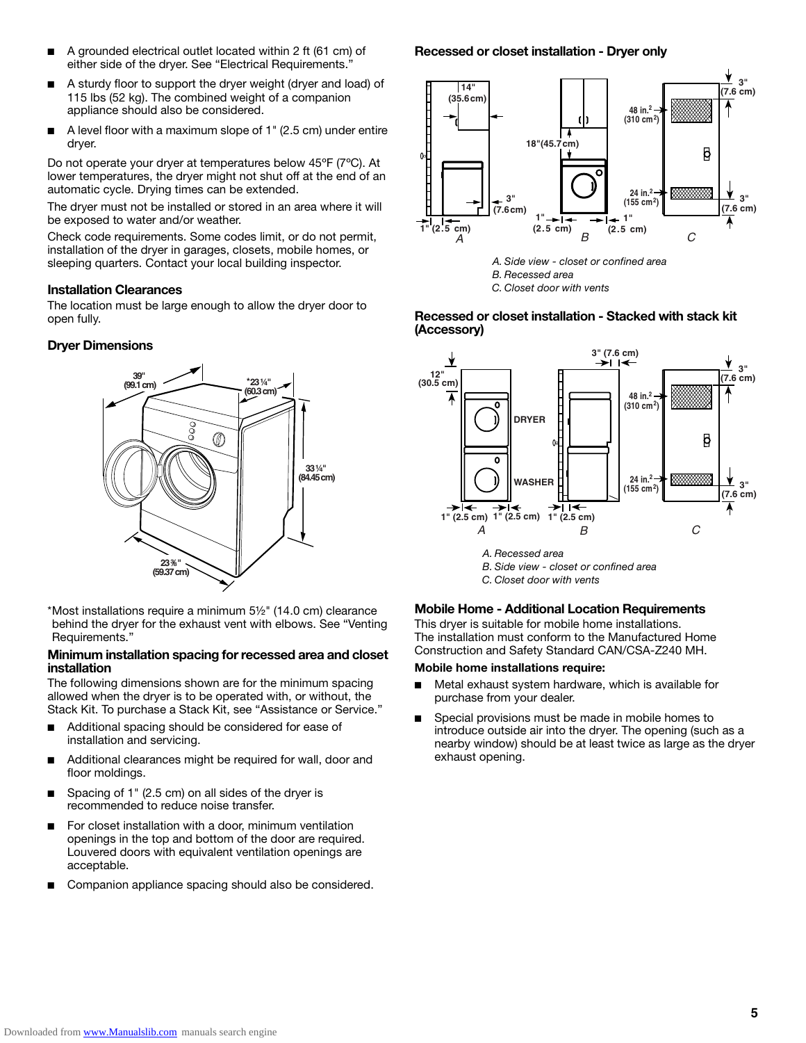- A grounded electrical outlet located within 2 ft (61 cm) of either side of the dryer. See "Electrical Requirements."
- A sturdy floor to support the dryer weight (dryer and load) of 115 lbs (52 kg). The combined weight of a companion appliance should also be considered.
- A level floor with a maximum slope of 1" (2.5 cm) under entire dryer.

Do not operate your dryer at temperatures below 45ºF (7ºC). At lower temperatures, the dryer might not shut off at the end of an automatic cycle. Drying times can be extended.

The dryer must not be installed or stored in an area where it will be exposed to water and/or weather.

Check code requirements. Some codes limit, or do not permit, installation of the dryer in garages, closets, mobile homes, or sleeping quarters. Contact your local building inspector.

### Installation Clearances

The location must be large enough to allow the dryer door to open fully.

### Dryer Dimensions

*Most installations require a minimum 5½" (14.0 cm) clearance behind the dryer for the exhaust vent with elbows. See "Venting Requirements."

### Minimum installation spacing for recessed area and closet installation

The following dimensions shown are for the minimum spacing allowed when the dryer is to be operated with, or without, the Stack Kit. To purchase a Stack Kit, see "Assistance or Service."

- Additional spacing should be considered for ease of installation and servicing.
- Additional clearances might be required for wall, door and floor moldings.
- Spacing of 1" (2.5 cm) on all sides of the dryer is recommended to reduce noise transfer.
- For closet installation with a door, minimum ventilation openings in the top and bottom of the door are required. Louvered doors with equivalent ventilation openings are acceptable.
- Companion appliance spacing should also be considered.

### Recessed or closet installation - Dryer only

A. Side view - closet or confined area
B. Recessed area
C. Closet door with vents

### Recessed or closet installation - Stacked with stack kit (Accessory)

A. Recessed area
B. Side view - closet or confined area
C. Closet door with vents

### Mobile Home - Additional Location Requirements

This dryer is suitable for mobile home installations.
The installation must conform to the Manufactured Home Construction and Safety Standard CAN/CSA-Z240 MH.

**Mobile home installations require:**

- Metal exhaust system hardware, which is available for purchase from your dealer.
- Special provisions must be made in mobile homes to introduce outside air into the dryer. The opening (such as a nearby window) should be at least twice as large as the dryer exhaust opening.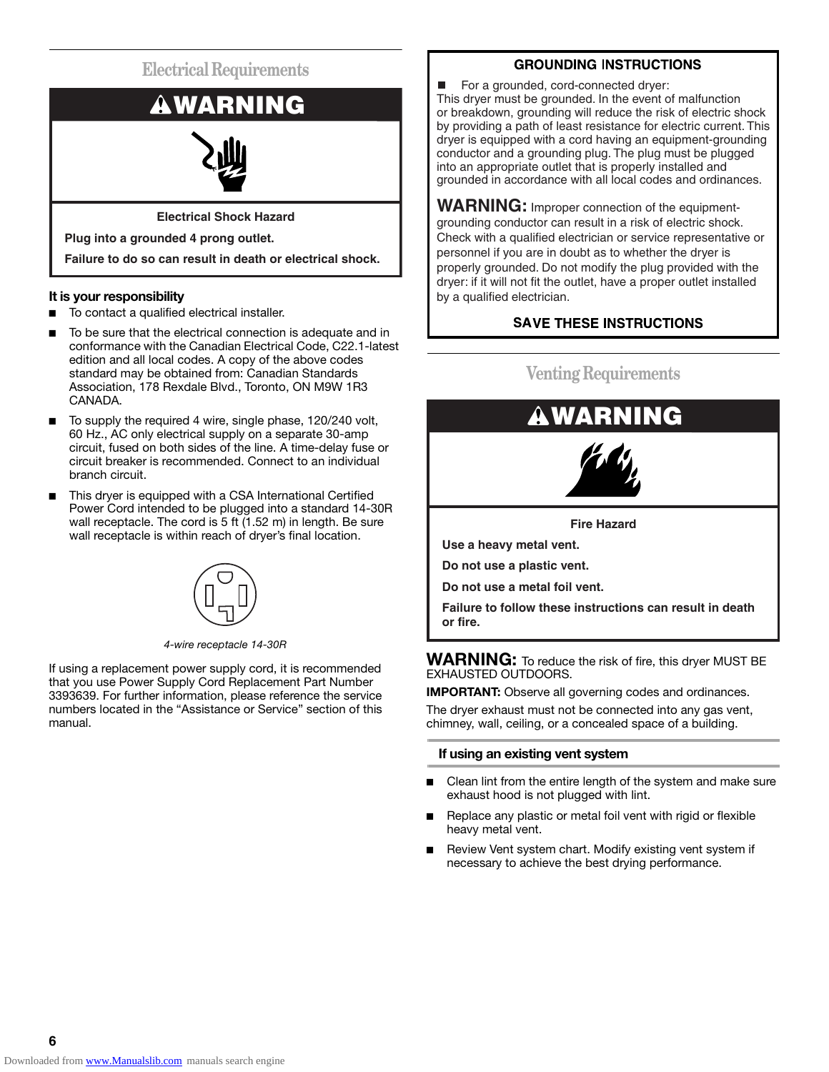## Electrical Requirements

**⚠WARNING**

**Electrical Shock Hazard**

**Plug into a grounded 4 prong outlet.**

**Failure to do so can result in death or electrical shock.**

**It is your responsibility**

- To contact a qualified electrical installer.
- To be sure that the electrical connection is adequate and in conformance with the Canadian Electrical Code, C22.1-latest edition and all local codes. A copy of the above codes standard may be obtained from: Canadian Standards Association, 178 Rexdale Blvd., Toronto, ON M9W 1R3 CANADA.
- To supply the required 4 wire, single phase, 120/240 volt, 60 Hz., AC only electrical supply on a separate 30-amp circuit, fused on both sides of the line. A time-delay fuse or circuit breaker is recommended. Connect to an individual branch circuit.
- This dryer is equipped with a CSA International Certified Power Cord intended to be plugged into a standard 14-30R wall receptacle. The cord is 5 ft (1.52 m) in length. Be sure wall receptacle is within reach of dryer's final location.

*4-wire receptacle 14-30R*

If using a replacement power supply cord, it is recommended that you use Power Supply Cord Replacement Part Number 3393639. For further information, please reference the service numbers located in the "Assistance or Service" section of this manual.

**GROUNDING INSTRUCTIONS**

- For a grounded, cord-connected dryer:

This dryer must be grounded. In the event of malfunction or breakdown, grounding will reduce the risk of electric shock by providing a path of least resistance for electric current. This dryer is equipped with a cord having an equipment-grounding conductor and a grounding plug. The plug must be plugged into an appropriate outlet that is properly installed and grounded in accordance with all local codes and ordinances.

**WARNING:** Improper connection of the equipment-grounding conductor can result in a risk of electric shock. Check with a qualified electrician or service representative or personnel if you are in doubt as to whether the dryer is properly grounded. Do not modify the plug provided with the dryer: if it will not fit the outlet, have a proper outlet installed by a qualified electrician.

**SAVE THESE INSTRUCTIONS**

## Venting Requirements

**⚠WARNING**

**Fire Hazard**

**Use a heavy metal vent.**

**Do not use a plastic vent.**

**Do not use a metal foil vent.**

**Failure to follow these instructions can result in death or fire.**

**WARNING:** To reduce the risk of fire, this dryer MUST BE EXHAUSTED OUTDOORS.

**IMPORTANT:** Observe all governing codes and ordinances.

The dryer exhaust must not be connected into any gas vent, chimney, wall, ceiling, or a concealed space of a building.

### If using an existing vent system

- Clean lint from the entire length of the system and make sure exhaust hood is not plugged with lint.
- Replace any plastic or metal foil vent with rigid or flexible heavy metal vent.
- Review Vent system chart. Modify existing vent system if necessary to achieve the best drying performance.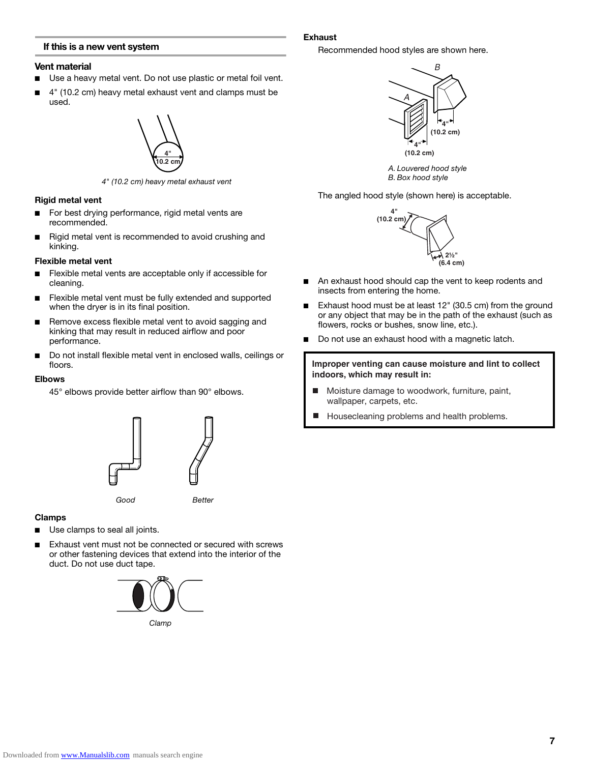## If this is a new vent system

### Vent material

- Use a heavy metal vent. Do not use plastic or metal foil vent.
- 4" (10.2 cm) heavy metal exhaust vent and clamps must be used.

*4" (10.2 cm) heavy metal exhaust vent*

#### Rigid metal vent

- For best drying performance, rigid metal vents are recommended.
- Rigid metal vent is recommended to avoid crushing and kinking.

#### Flexible metal vent

- Flexible metal vents are acceptable only if accessible for cleaning.
- Flexible metal vent must be fully extended and supported when the dryer is in its final position.
- Remove excess flexible metal vent to avoid sagging and kinking that may result in reduced airflow and poor performance.
- Do not install flexible metal vent in enclosed walls, ceilings or floors.

#### Elbows

45° elbows provide better airflow than 90° elbows.

*Good* *Better*

#### Clamps

- Use clamps to seal all joints.
- Exhaust vent must not be connected or secured with screws or other fastening devices that extend into the interior of the duct. Do not use duct tape.

*Clamp*

#### Exhaust

Recommended hood styles are shown here.

*A. Louvered hood style*
*B. Box hood style*

The angled hood style (shown here) is acceptable.

- An exhaust hood should cap the vent to keep rodents and insects from entering the home.
- Exhaust hood must be at least 12" (30.5 cm) from the ground or any object that may be in the path of the exhaust (such as flowers, rocks or bushes, snow line, etc.).
- Do not use an exhaust hood with a magnetic latch.

**Improper venting can cause moisture and lint to collect indoors, which may result in:**

- Moisture damage to woodwork, furniture, paint, wallpaper, carpets, etc.
- Housecleaning problems and health problems.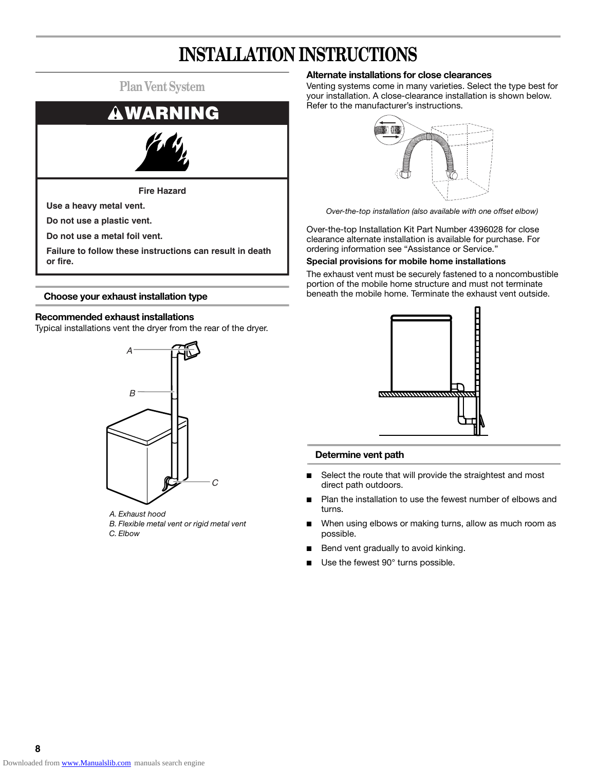# INSTALLATION INSTRUCTIONS

## Plan Vent System

**⚠WARNING**

**Fire Hazard**

**Use a heavy metal vent.**

**Do not use a plastic vent.**

**Do not use a metal foil vent.**

**Failure to follow these instructions can result in death or fire.**

### Choose your exhaust installation type

#### Recommended exhaust installations

Typical installations vent the dryer from the rear of the dryer.

*A. Exhaust hood*
*B. Flexible metal vent or rigid metal vent*
*C. Elbow*

#### Alternate installations for close clearances

Venting systems come in many varieties. Select the type best for your installation. A close-clearance installation is shown below. Refer to the manufacturer's instructions.

*Over-the-top installation (also available with one offset elbow)*

Over-the-top Installation Kit Part Number 4396028 for close clearance alternate installation is available for purchase. For ordering information see "Assistance or Service."

#### Special provisions for mobile home installations

The exhaust vent must be securely fastened to a noncombustible portion of the mobile home structure and must not terminate beneath the mobile home. Terminate the exhaust vent outside.

### Determine vent path

- Select the route that will provide the straightest and most direct path outdoors.
- Plan the installation to use the fewest number of elbows and turns.
- When using elbows or making turns, allow as much room as possible.
- Bend vent gradually to avoid kinking.
- Use the fewest 90° turns possible.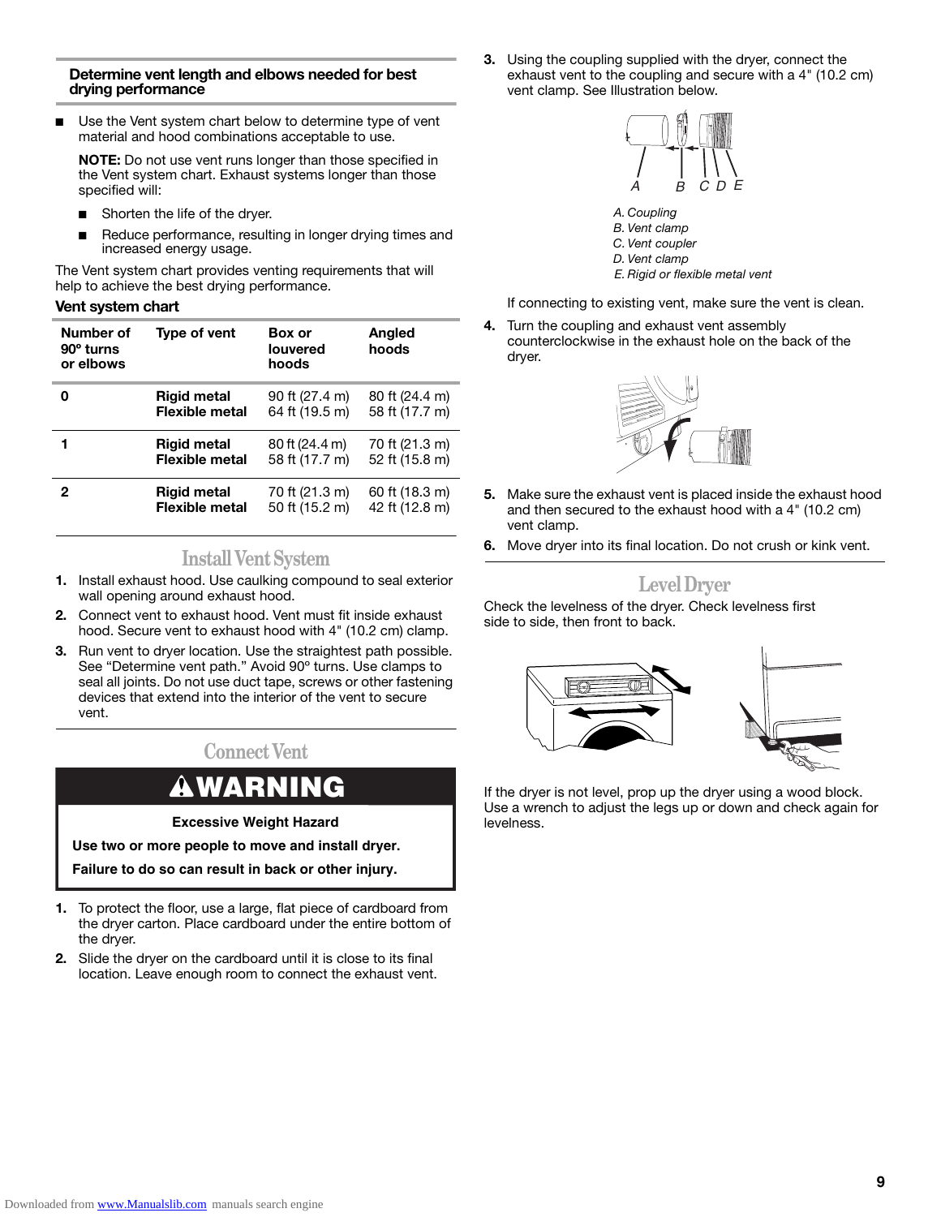### Determine vent length and elbows needed for best drying performance

- Use the Vent system chart below to determine type of vent material and hood combinations acceptable to use.

  **NOTE:** Do not use vent runs longer than those specified in the Vent system chart. Exhaust systems longer than those specified will:

  - Shorten the life of the dryer.
  - Reduce performance, resulting in longer drying times and increased energy usage.

The Vent system chart provides venting requirements that will help to achieve the best drying performance.

**Vent system chart**

| Number of 90º turns or elbows | Type of vent | Box or louvered hoods | Angled hoods |
|---|---|---|---|
| **0** | **Rigid metal** | 90 ft (27.4 m) | 80 ft (24.4 m) |
| | **Flexible metal** | 64 ft (19.5 m) | 58 ft (17.7 m) |
| **1** | **Rigid metal** | 80 ft (24.4 m) | 70 ft (21.3 m) |
| | **Flexible metal** | 58 ft (17.7 m) | 52 ft (15.8 m) |
| **2** | **Rigid metal** | 70 ft (21.3 m) | 60 ft (18.3 m) |
| | **Flexible metal** | 50 ft (15.2 m) | 42 ft (12.8 m) |

## Install Vent System

1. Install exhaust hood. Use caulking compound to seal exterior wall opening around exhaust hood.
2. Connect vent to exhaust hood. Vent must fit inside exhaust hood. Secure vent to exhaust hood with 4" (10.2 cm) clamp.
3. Run vent to dryer location. Use the straightest path possible. See "Determine vent path." Avoid 90º turns. Use clamps to seal all joints. Do not use duct tape, screws or other fastening devices that extend into the interior of the vent to secure vent.

## Connect Vent

**⚠WARNING**

**Excessive Weight Hazard**

**Use two or more people to move and install dryer.**

**Failure to do so can result in back or other injury.**

1. To protect the floor, use a large, flat piece of cardboard from the dryer carton. Place cardboard under the entire bottom of the dryer.
2. Slide the dryer on the cardboard until it is close to its final location. Leave enough room to connect the exhaust vent.
3. Using the coupling supplied with the dryer, connect the exhaust vent to the coupling and secure with a 4" (10.2 cm) vent clamp. See Illustration below.

   *A. Coupling*
   *B. Vent clamp*
   *C. Vent coupler*
   *D. Vent clamp*
   *E. Rigid or flexible metal vent*

   If connecting to existing vent, make sure the vent is clean.
4. Turn the coupling and exhaust vent assembly counterclockwise in the exhaust hole on the back of the dryer.
5. Make sure the exhaust vent is placed inside the exhaust hood and then secured to the exhaust hood with a 4" (10.2 cm) vent clamp.
6. Move dryer into its final location. Do not crush or kink vent.

## Level Dryer

Check the levelness of the dryer. Check levelness first side to side, then front to back.

If the dryer is not level, prop up the dryer using a wood block. Use a wrench to adjust the legs up or down and check again for levelness.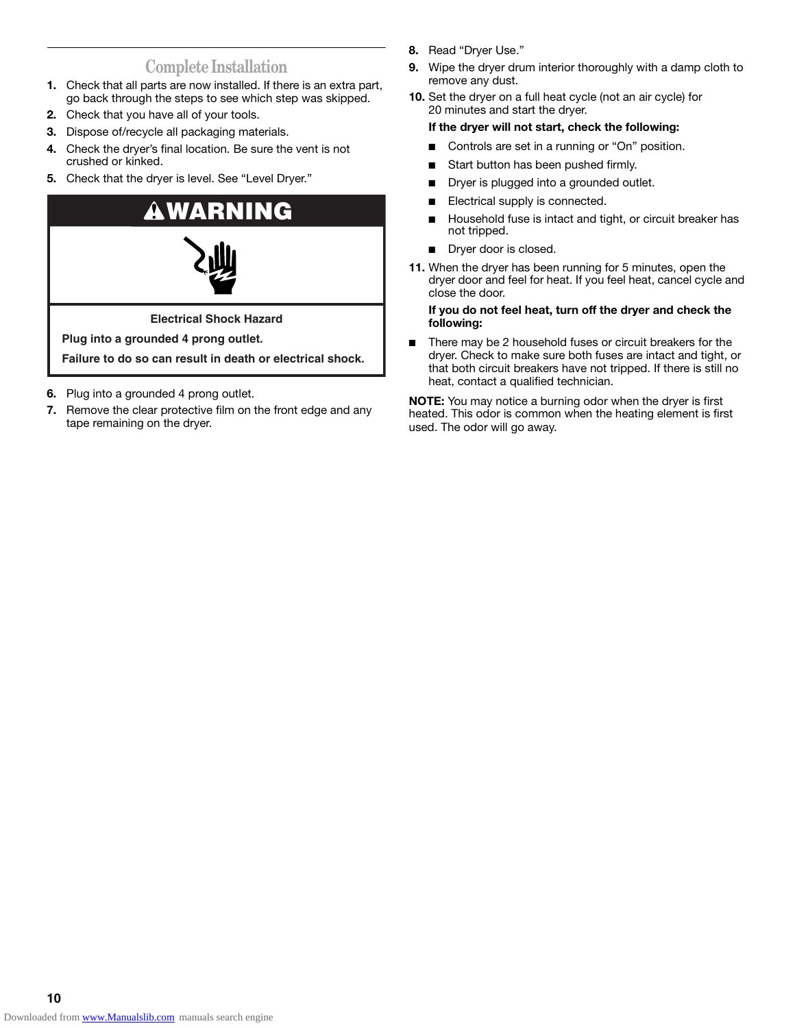## Complete Installation

1. Check that all parts are now installed. If there is an extra part, go back through the steps to see which step was skipped.
2. Check that you have all of your tools.
3. Dispose of/recycle all packaging materials.
4. Check the dryer's final location. Be sure the vent is not crushed or kinked.
5. Check that the dryer is level. See "Level Dryer."

> **⚠WARNING**
>
> **Electrical Shock Hazard**
>
> **Plug into a grounded 4 prong outlet.**
>
> **Failure to do so can result in death or electrical shock.**

6. Plug into a grounded 4 prong outlet.
7. Remove the clear protective film on the front edge and any tape remaining on the dryer.
8. Read "Dryer Use."
9. Wipe the dryer drum interior thoroughly with a damp cloth to remove any dust.
10. Set the dryer on a full heat cycle (not an air cycle) for 20 minutes and start the dryer.

    **If the dryer will not start, check the following:**

    - Controls are set in a running or "On" position.
    - Start button has been pushed firmly.
    - Dryer is plugged into a grounded outlet.
    - Electrical supply is connected.
    - Household fuse is intact and tight, or circuit breaker has not tripped.
    - Dryer door is closed.

11. When the dryer has been running for 5 minutes, open the dryer door and feel for heat. If you feel heat, cancel cycle and close the door.

    **If you do not feel heat, turn off the dryer and check the following:**

- There may be 2 household fuses or circuit breakers for the dryer. Check to make sure both fuses are intact and tight, or that both circuit breakers have not tripped. If there is still no heat, contact a qualified technician.

**NOTE:** You may notice a burning odor when the dryer is first heated. This odor is common when the heating element is first used. The odor will go away.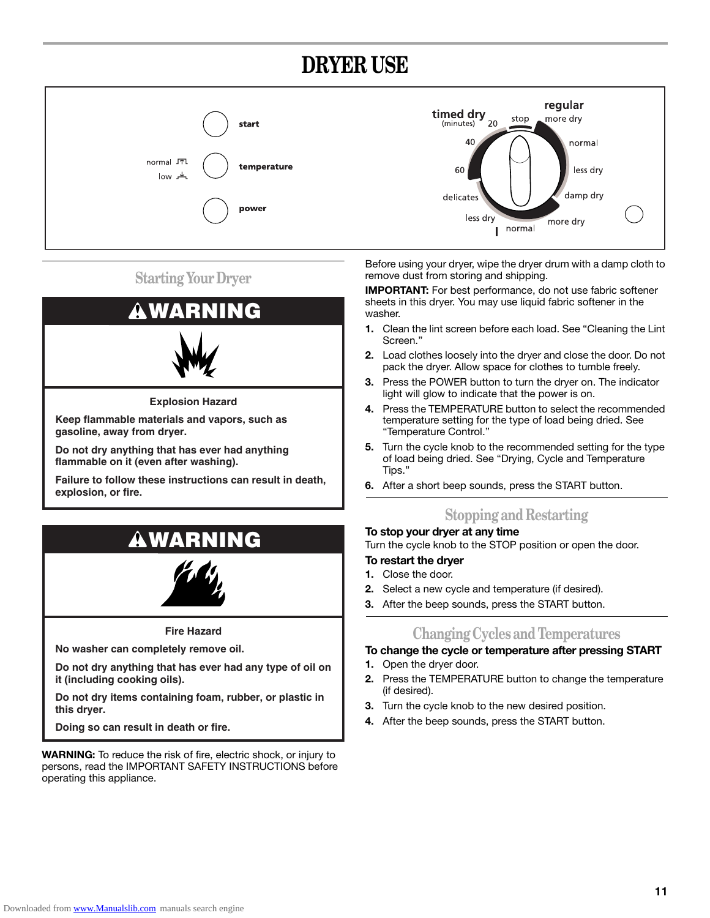# DRYER USE

start

normal
low

temperature

power

timed dry (minutes) 20 stop

regular more dry

40 normal

60 less dry

delicates damp dry

less dry normal more dry

## Starting Your Dryer

**⚠WARNING**

**Explosion Hazard**

**Keep flammable materials and vapors, such as gasoline, away from dryer.**

**Do not dry anything that has ever had anything flammable on it (even after washing).**

**Failure to follow these instructions can result in death, explosion, or fire.**

**⚠WARNING**

**Fire Hazard**

**No washer can completely remove oil.**

**Do not dry anything that has ever had any type of oil on it (including cooking oils).**

**Do not dry items containing foam, rubber, or plastic in this dryer.**

**Doing so can result in death or fire.**

**WARNING:** To reduce the risk of fire, electric shock, or injury to persons, read the IMPORTANT SAFETY INSTRUCTIONS before operating this appliance.

Before using your dryer, wipe the dryer drum with a damp cloth to remove dust from storing and shipping.

**IMPORTANT:** For best performance, do not use fabric softener sheets in this dryer. You may use liquid fabric softener in the washer.

1. Clean the lint screen before each load. See “Cleaning the Lint Screen.”
2. Load clothes loosely into the dryer and close the door. Do not pack the dryer. Allow space for clothes to tumble freely.
3. Press the POWER button to turn the dryer on. The indicator light will glow to indicate that the power is on.
4. Press the TEMPERATURE button to select the recommended temperature setting for the type of load being dried. See “Temperature Control.”
5. Turn the cycle knob to the recommended setting for the type of load being dried. See “Drying, Cycle and Temperature Tips.”
6. After a short beep sounds, press the START button.

## Stopping and Restarting

**To stop your dryer at any time**

Turn the cycle knob to the STOP position or open the door.

**To restart the dryer**

1. Close the door.
2. Select a new cycle and temperature (if desired).
3. After the beep sounds, press the START button.

## Changing Cycles and Temperatures

**To change the cycle or temperature after pressing START**

1. Open the dryer door.
2. Press the TEMPERATURE button to change the temperature (if desired).
3. Turn the cycle knob to the new desired position.
4. After the beep sounds, press the START button.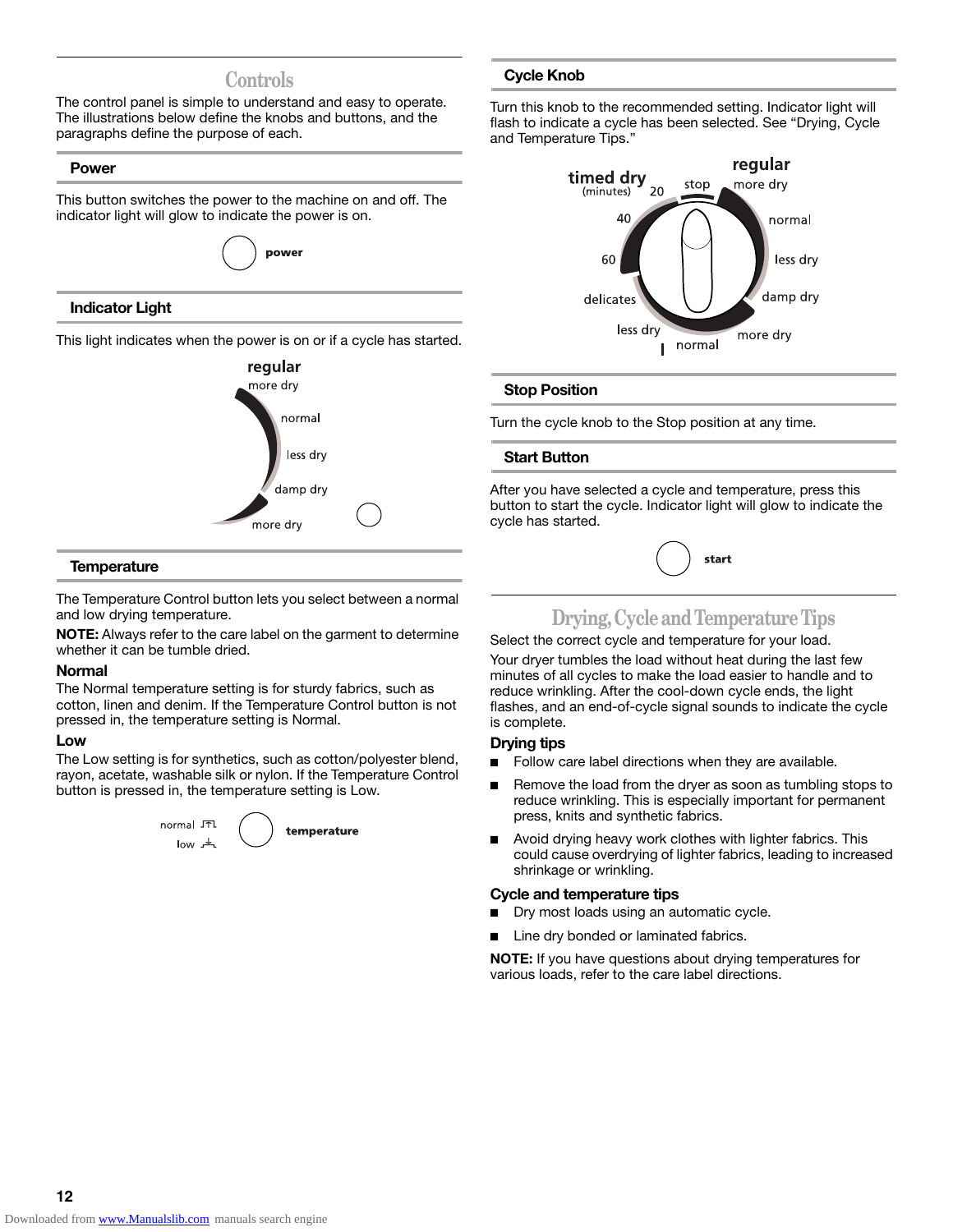# Controls

The control panel is simple to understand and easy to operate. The illustrations below define the knobs and buttons, and the paragraphs define the purpose of each.

## Power

This button switches the power to the machine on and off. The indicator light will glow to indicate the power is on.

power

## Indicator Light

This light indicates when the power is on or if a cycle has started.

regular
more dry
normal
less dry
damp dry
more dry

## Temperature

The Temperature Control button lets you select between a normal and low drying temperature.

**NOTE:** Always refer to the care label on the garment to determine whether it can be tumble dried.

### Normal

The Normal temperature setting is for sturdy fabrics, such as cotton, linen and denim. If the Temperature Control button is not pressed in, the temperature setting is Normal.

### Low

The Low setting is for synthetics, such as cotton/polyester blend, rayon, acetate, washable silk or nylon. If the Temperature Control button is pressed in, the temperature setting is Low.

normal
low
temperature

## Cycle Knob

Turn this knob to the recommended setting. Indicator light will flash to indicate a cycle has been selected. See "Drying, Cycle and Temperature Tips."

timed dry (minutes) 20 40 60
stop
regular: more dry, normal, less dry, damp dry, more dry
delicates: less dry, normal

## Stop Position

Turn the cycle knob to the Stop position at any time.

## Start Button

After you have selected a cycle and temperature, press this button to start the cycle. Indicator light will glow to indicate the cycle has started.

start

# Drying, Cycle and Temperature Tips

Select the correct cycle and temperature for your load.

Your dryer tumbles the load without heat during the last few minutes of all cycles to make the load easier to handle and to reduce wrinkling. After the cool-down cycle ends, the light flashes, and an end-of-cycle signal sounds to indicate the cycle is complete.

### Drying tips

- Follow care label directions when they are available.
- Remove the load from the dryer as soon as tumbling stops to reduce wrinkling. This is especially important for permanent press, knits and synthetic fabrics.
- Avoid drying heavy work clothes with lighter fabrics. This could cause overdrying of lighter fabrics, leading to increased shrinkage or wrinkling.

### Cycle and temperature tips

- Dry most loads using an automatic cycle.
- Line dry bonded or laminated fabrics.

**NOTE:** If you have questions about drying temperatures for various loads, refer to the care label directions.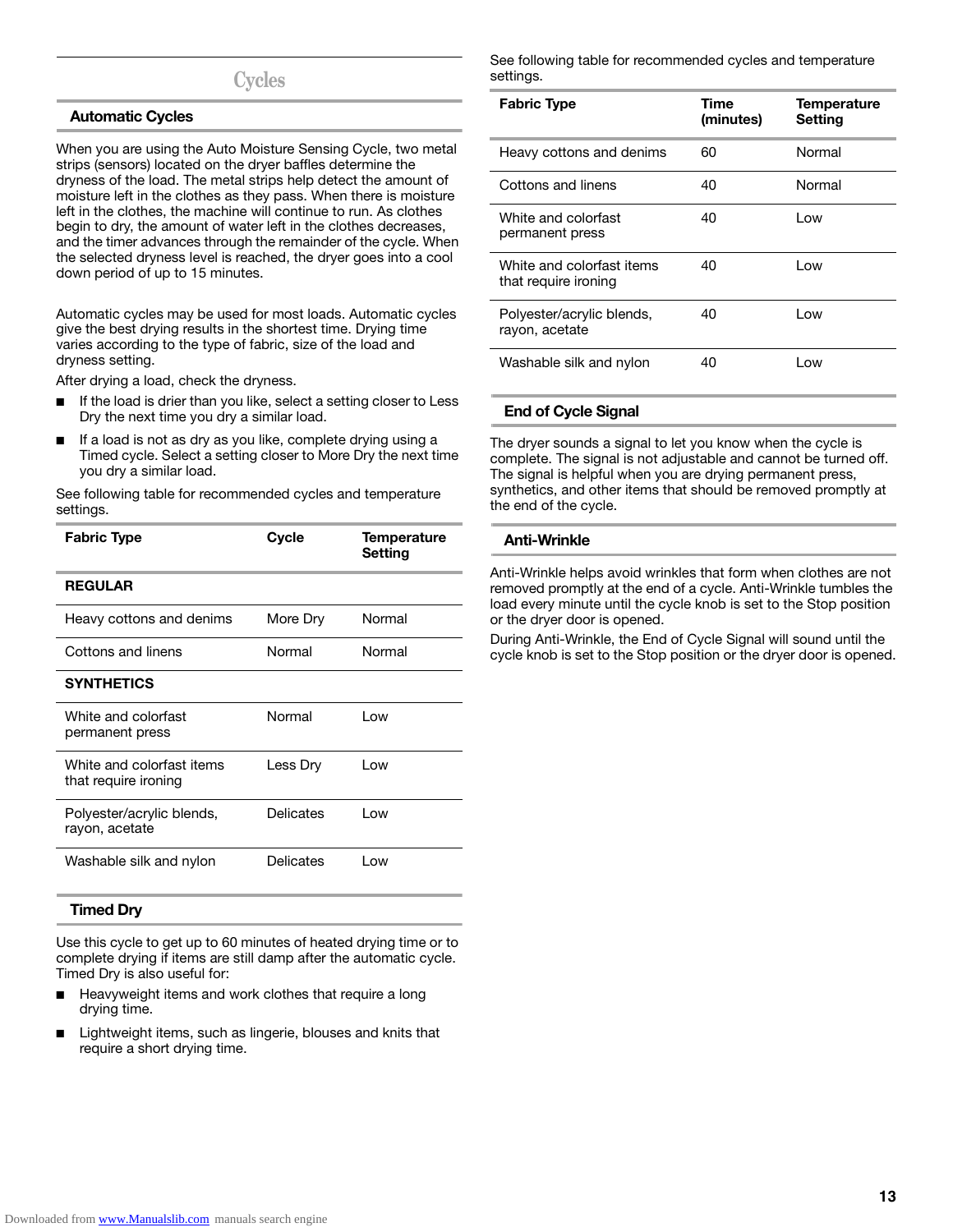# Cycles

## Automatic Cycles

When you are using the Auto Moisture Sensing Cycle, two metal strips (sensors) located on the dryer baffles determine the dryness of the load. The metal strips help detect the amount of moisture left in the clothes as they pass. When there is moisture left in the clothes, the machine will continue to run. As clothes begin to dry, the amount of water left in the clothes decreases, and the timer advances through the remainder of the cycle. When the selected dryness level is reached, the dryer goes into a cool down period of up to 15 minutes.

Automatic cycles may be used for most loads. Automatic cycles give the best drying results in the shortest time. Drying time varies according to the type of fabric, size of the load and dryness setting.

After drying a load, check the dryness.

- If the load is drier than you like, select a setting closer to Less Dry the next time you dry a similar load.
- If a load is not as dry as you like, complete drying using a Timed cycle. Select a setting closer to More Dry the next time you dry a similar load.

See following table for recommended cycles and temperature settings.

| Fabric Type | Cycle | Temperature Setting |
|---|---|---|
| **REGULAR** | | |
| Heavy cottons and denims | More Dry | Normal |
| Cottons and linens | Normal | Normal |
| **SYNTHETICS** | | |
| White and colorfast permanent press | Normal | Low |
| White and colorfast items that require ironing | Less Dry | Low |
| Polyester/acrylic blends, rayon, acetate | Delicates | Low |
| Washable silk and nylon | Delicates | Low |

## Timed Dry

Use this cycle to get up to 60 minutes of heated drying time or to complete drying if items are still damp after the automatic cycle. Timed Dry is also useful for:

- Heavyweight items and work clothes that require a long drying time.
- Lightweight items, such as lingerie, blouses and knits that require a short drying time.

See following table for recommended cycles and temperature settings.

| Fabric Type | Time (minutes) | Temperature Setting |
|---|---|---|
| Heavy cottons and denims | 60 | Normal |
| Cottons and linens | 40 | Normal |
| White and colorfast permanent press | 40 | Low |
| White and colorfast items that require ironing | 40 | Low |
| Polyester/acrylic blends, rayon, acetate | 40 | Low |
| Washable silk and nylon | 40 | Low |

## End of Cycle Signal

The dryer sounds a signal to let you know when the cycle is complete. The signal is not adjustable and cannot be turned off. The signal is helpful when you are drying permanent press, synthetics, and other items that should be removed promptly at the end of the cycle.

## Anti-Wrinkle

Anti-Wrinkle helps avoid wrinkles that form when clothes are not removed promptly at the end of a cycle. Anti-Wrinkle tumbles the load every minute until the cycle knob is set to the Stop position or the dryer door is opened.

During Anti-Wrinkle, the End of Cycle Signal will sound until the cycle knob is set to the Stop position or the dryer door is opened.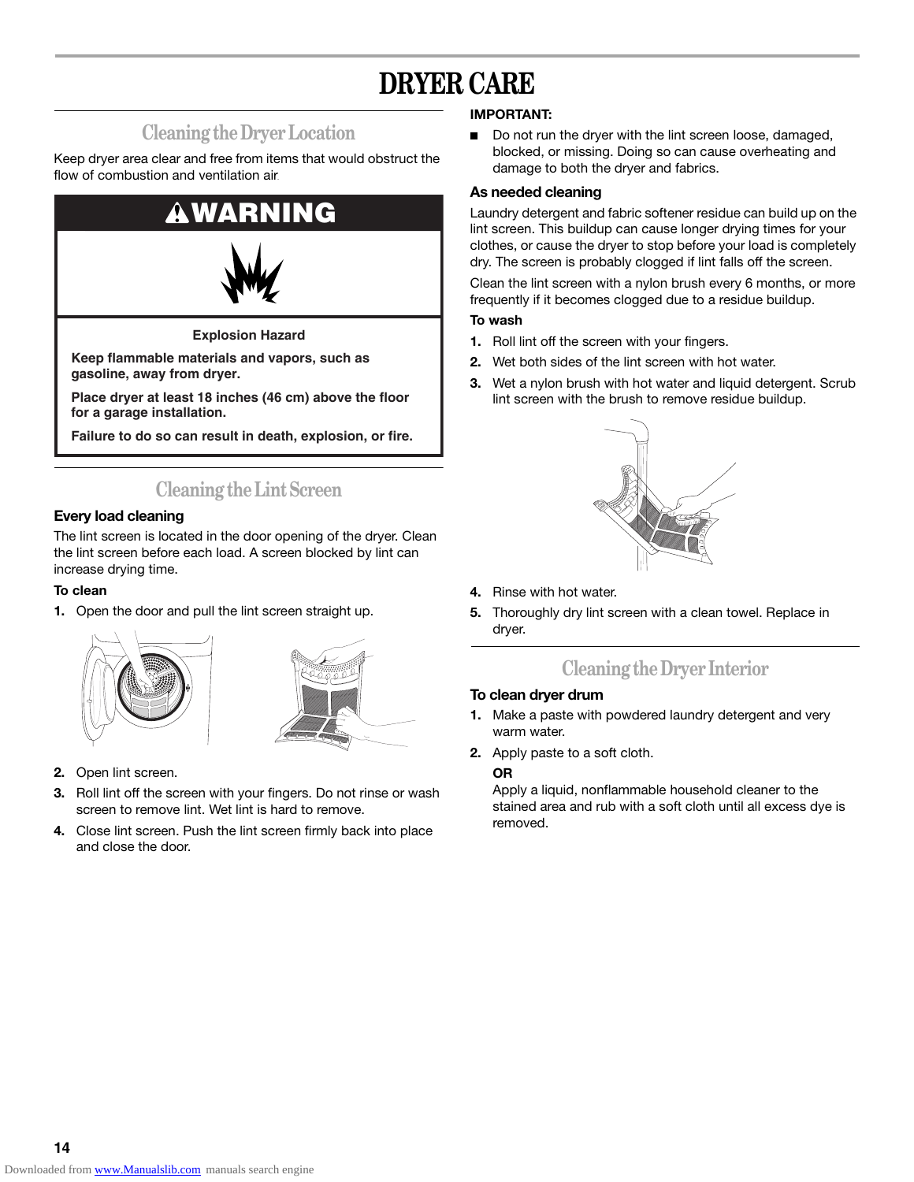# DRYER CARE

## Cleaning the Dryer Location

Keep dryer area clear and free from items that would obstruct the flow of combustion and ventilation air.

**WARNING**

**Explosion Hazard**

**Keep flammable materials and vapors, such as gasoline, away from dryer.**

**Place dryer at least 18 inches (46 cm) above the floor for a garage installation.**

**Failure to do so can result in death, explosion, or fire.**

## Cleaning the Lint Screen

### Every load cleaning

The lint screen is located in the door opening of the dryer. Clean the lint screen before each load. A screen blocked by lint can increase drying time.

**To clean**

1. Open the door and pull the lint screen straight up.
2. Open lint screen.
3. Roll lint off the screen with your fingers. Do not rinse or wash screen to remove lint. Wet lint is hard to remove.
4. Close lint screen. Push the lint screen firmly back into place and close the door.

**IMPORTANT:**

- Do not run the dryer with the lint screen loose, damaged, blocked, or missing. Doing so can cause overheating and damage to both the dryer and fabrics.

### As needed cleaning

Laundry detergent and fabric softener residue can build up on the lint screen. This buildup can cause longer drying times for your clothes, or cause the dryer to stop before your load is completely dry. The screen is probably clogged if lint falls off the screen.

Clean the lint screen with a nylon brush every 6 months, or more frequently if it becomes clogged due to a residue buildup.

**To wash**

1. Roll lint off the screen with your fingers.
2. Wet both sides of the lint screen with hot water.
3. Wet a nylon brush with hot water and liquid detergent. Scrub lint screen with the brush to remove residue buildup.
4. Rinse with hot water.
5. Thoroughly dry lint screen with a clean towel. Replace in dryer.

## Cleaning the Dryer Interior

### To clean dryer drum

1. Make a paste with powdered laundry detergent and very warm water.
2. Apply paste to a soft cloth.

   **OR**

   Apply a liquid, nonflammable household cleaner to the stained area and rub with a soft cloth until all excess dye is removed.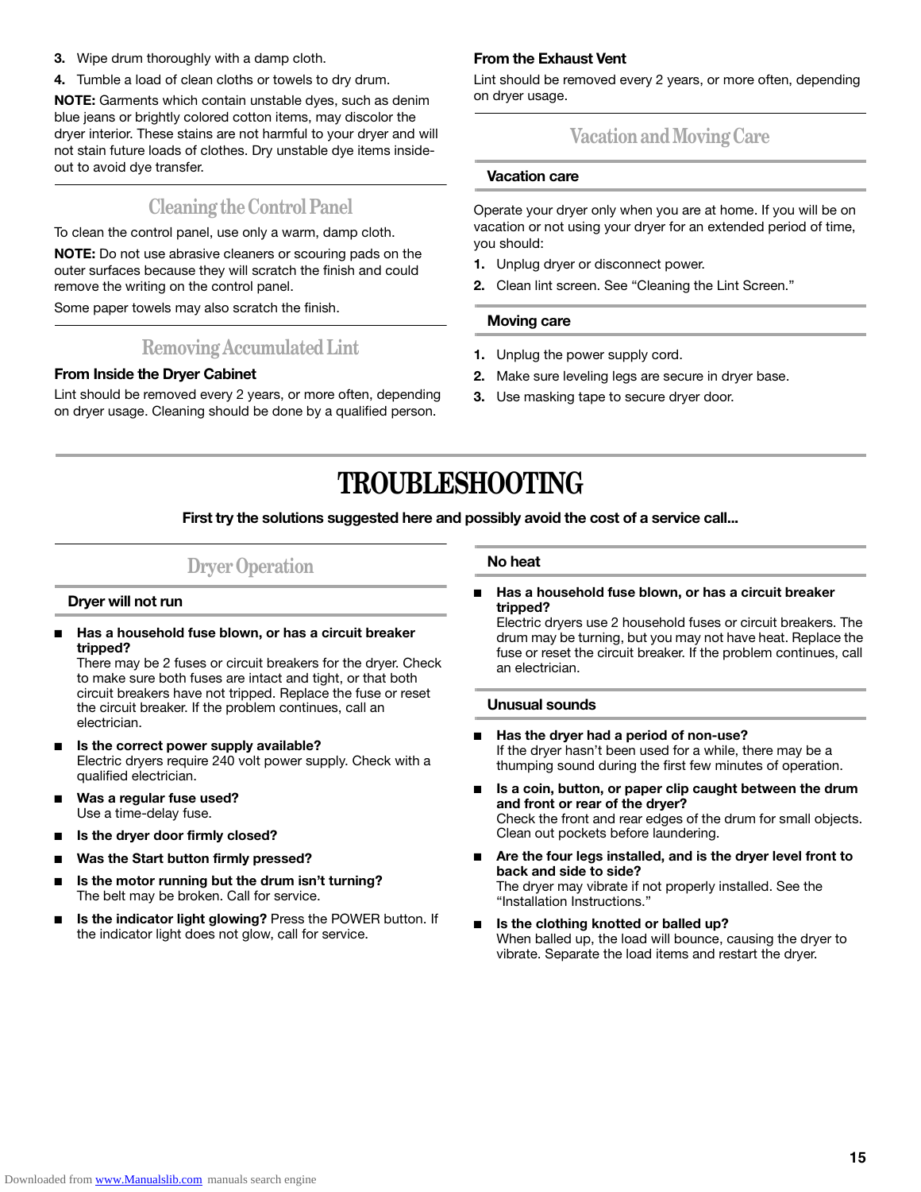3. Wipe drum thoroughly with a damp cloth.
4. Tumble a load of clean cloths or towels to dry drum.

**NOTE:** Garments which contain unstable dyes, such as denim blue jeans or brightly colored cotton items, may discolor the dryer interior. These stains are not harmful to your dryer and will not stain future loads of clothes. Dry unstable dye items inside-out to avoid dye transfer.

## Cleaning the Control Panel

To clean the control panel, use only a warm, damp cloth.

**NOTE:** Do not use abrasive cleaners or scouring pads on the outer surfaces because they will scratch the finish and could remove the writing on the control panel.

Some paper towels may also scratch the finish.

## Removing Accumulated Lint

### From Inside the Dryer Cabinet

Lint should be removed every 2 years, or more often, depending on dryer usage. Cleaning should be done by a qualified person.

### From the Exhaust Vent

Lint should be removed every 2 years, or more often, depending on dryer usage.

## Vacation and Moving Care

### Vacation care

Operate your dryer only when you are at home. If you will be on vacation or not using your dryer for an extended period of time, you should:

1. Unplug dryer or disconnect power.
2. Clean lint screen. See “Cleaning the Lint Screen.”

### Moving care

1. Unplug the power supply cord.
2. Make sure leveling legs are secure in dryer base.
3. Use masking tape to secure dryer door.

# TROUBLESHOOTING

**First try the solutions suggested here and possibly avoid the cost of a service call...**

## Dryer Operation

### Dryer will not run

- **Has a household fuse blown, or has a circuit breaker tripped?**
  There may be 2 fuses or circuit breakers for the dryer. Check to make sure both fuses are intact and tight, or that both circuit breakers have not tripped. Replace the fuse or reset the circuit breaker. If the problem continues, call an electrician.
- **Is the correct power supply available?**
  Electric dryers require 240 volt power supply. Check with a qualified electrician.
- **Was a regular fuse used?**
  Use a time-delay fuse.
- **Is the dryer door firmly closed?**
- **Was the Start button firmly pressed?**
- **Is the motor running but the drum isn’t turning?**
  The belt may be broken. Call for service.
- **Is the indicator light glowing?** Press the POWER button. If the indicator light does not glow, call for service.

### No heat

- **Has a household fuse blown, or has a circuit breaker tripped?**
  Electric dryers use 2 household fuses or circuit breakers. The drum may be turning, but you may not have heat. Replace the fuse or reset the circuit breaker. If the problem continues, call an electrician.

### Unusual sounds

- **Has the dryer had a period of non-use?**
  If the dryer hasn’t been used for a while, there may be a thumping sound during the first few minutes of operation.
- **Is a coin, button, or paper clip caught between the drum and front or rear of the dryer?**
  Check the front and rear edges of the drum for small objects. Clean out pockets before laundering.
- **Are the four legs installed, and is the dryer level front to back and side to side?**
  The dryer may vibrate if not properly installed. See the “Installation Instructions.”
- **Is the clothing knotted or balled up?**
  When balled up, the load will bounce, causing the dryer to vibrate. Separate the load items and restart the dryer.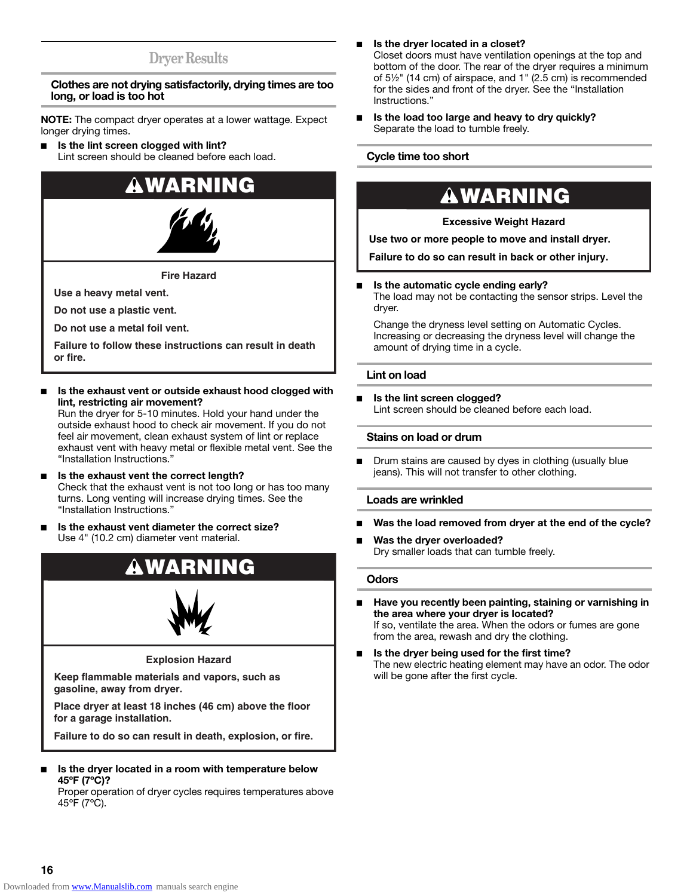## Dryer Results

### Clothes are not drying satisfactorily, drying times are too long, or load is too hot

**NOTE:** The compact dryer operates at a lower wattage. Expect longer drying times.

- **Is the lint screen clogged with lint?**
  Lint screen should be cleaned before each load.

> **⚠WARNING**
>
> **Fire Hazard**
>
> **Use a heavy metal vent.**
>
> **Do not use a plastic vent.**
>
> **Do not use a metal foil vent.**
>
> **Failure to follow these instructions can result in death or fire.**

- **Is the exhaust vent or outside exhaust hood clogged with lint, restricting air movement?**
  Run the dryer for 5-10 minutes. Hold your hand under the outside exhaust hood to check air movement. If you do not feel air movement, clean exhaust system of lint or replace exhaust vent with heavy metal or flexible metal vent. See the "Installation Instructions."
- **Is the exhaust vent the correct length?**
  Check that the exhaust vent is not too long or has too many turns. Long venting will increase drying times. See the "Installation Instructions."
- **Is the exhaust vent diameter the correct size?**
  Use 4" (10.2 cm) diameter vent material.

> **⚠WARNING**
>
> **Explosion Hazard**
>
> **Keep flammable materials and vapors, such as gasoline, away from dryer.**
>
> **Place dryer at least 18 inches (46 cm) above the floor for a garage installation.**
>
> **Failure to do so can result in death, explosion, or fire.**

- **Is the dryer located in a room with temperature below 45ºF (7ºC)?**
  Proper operation of dryer cycles requires temperatures above 45ºF (7ºC).
- **Is the dryer located in a closet?**
  Closet doors must have ventilation openings at the top and bottom of the door. The rear of the dryer requires a minimum of 5½" (14 cm) of airspace, and 1" (2.5 cm) is recommended for the sides and front of the dryer. See the "Installation Instructions."
- **Is the load too large and heavy to dry quickly?**
  Separate the load to tumble freely.

### Cycle time too short

> **⚠WARNING**
>
> **Excessive Weight Hazard**
>
> **Use two or more people to move and install dryer.**
>
> **Failure to do so can result in back or other injury.**

- **Is the automatic cycle ending early?**
  The load may not be contacting the sensor strips. Level the dryer.

  Change the dryness level setting on Automatic Cycles. Increasing or decreasing the dryness level will change the amount of drying time in a cycle.

### Lint on load

- **Is the lint screen clogged?**
  Lint screen should be cleaned before each load.

### Stains on load or drum

- Drum stains are caused by dyes in clothing (usually blue jeans). This will not transfer to other clothing.

### Loads are wrinkled

- **Was the load removed from dryer at the end of the cycle?**
- **Was the dryer overloaded?**
  Dry smaller loads that can tumble freely.

### Odors

- **Have you recently been painting, staining or varnishing in the area where your dryer is located?**
  If so, ventilate the area. When the odors or fumes are gone from the area, rewash and dry the clothing.
- **Is the dryer being used for the first time?**
  The new electric heating element may have an odor. The odor will be gone after the first cycle.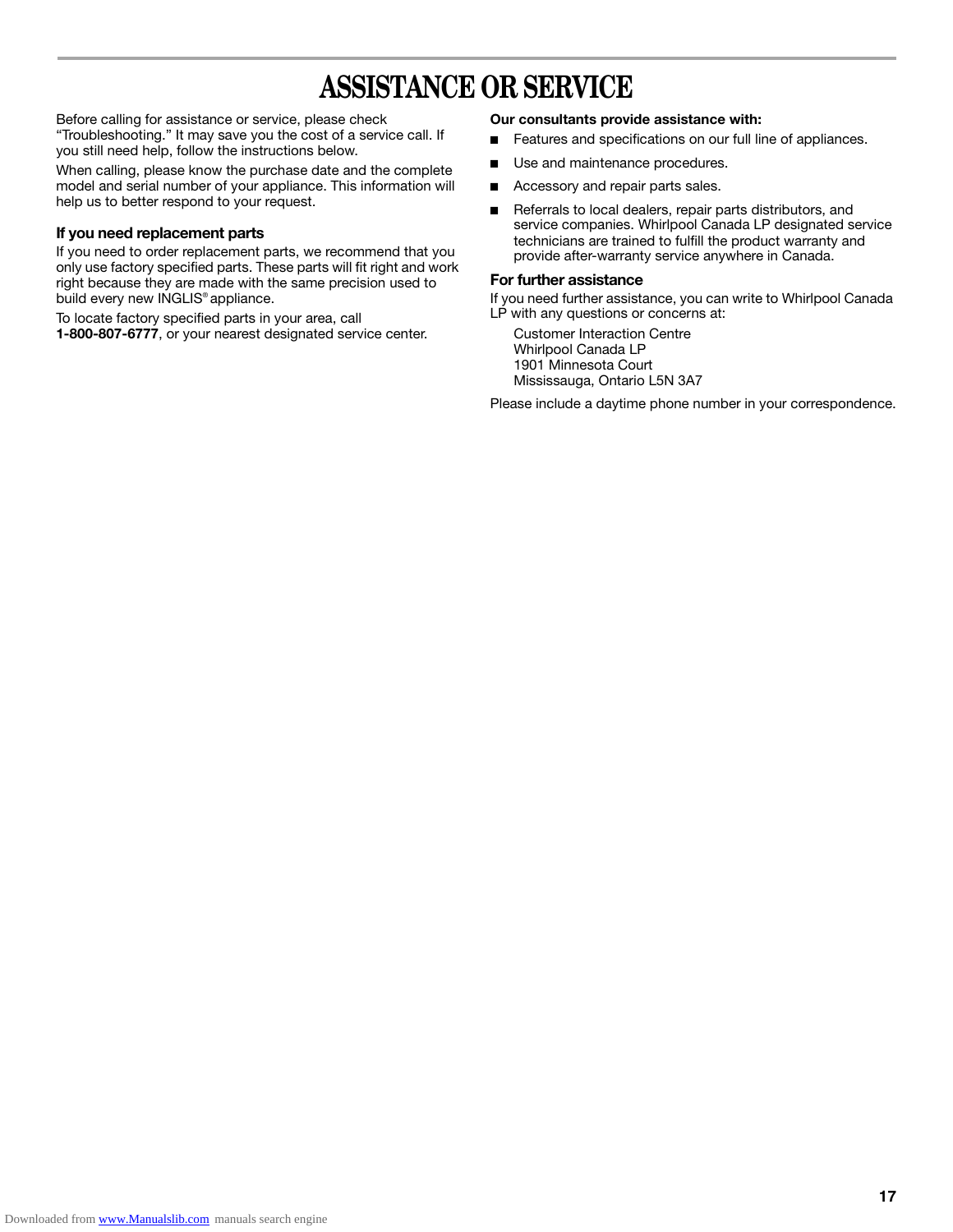# ASSISTANCE OR SERVICE

Before calling for assistance or service, please check "Troubleshooting." It may save you the cost of a service call. If you still need help, follow the instructions below.

When calling, please know the purchase date and the complete model and serial number of your appliance. This information will help us to better respond to your request.

### If you need replacement parts

If you need to order replacement parts, we recommend that you only use factory specified parts. These parts will fit right and work right because they are made with the same precision used to build every new INGLIS® appliance.

To locate factory specified parts in your area, call **1-800-807-6777**, or your nearest designated service center.

**Our consultants provide assistance with:**

- Features and specifications on our full line of appliances.
- Use and maintenance procedures.
- Accessory and repair parts sales.
- Referrals to local dealers, repair parts distributors, and service companies. Whirlpool Canada LP designated service technicians are trained to fulfill the product warranty and provide after-warranty service anywhere in Canada.

### For further assistance

If you need further assistance, you can write to Whirlpool Canada LP with any questions or concerns at:

Customer Interaction Centre
Whirlpool Canada LP
1901 Minnesota Court
Mississauga, Ontario L5N 3A7

Please include a daytime phone number in your correspondence.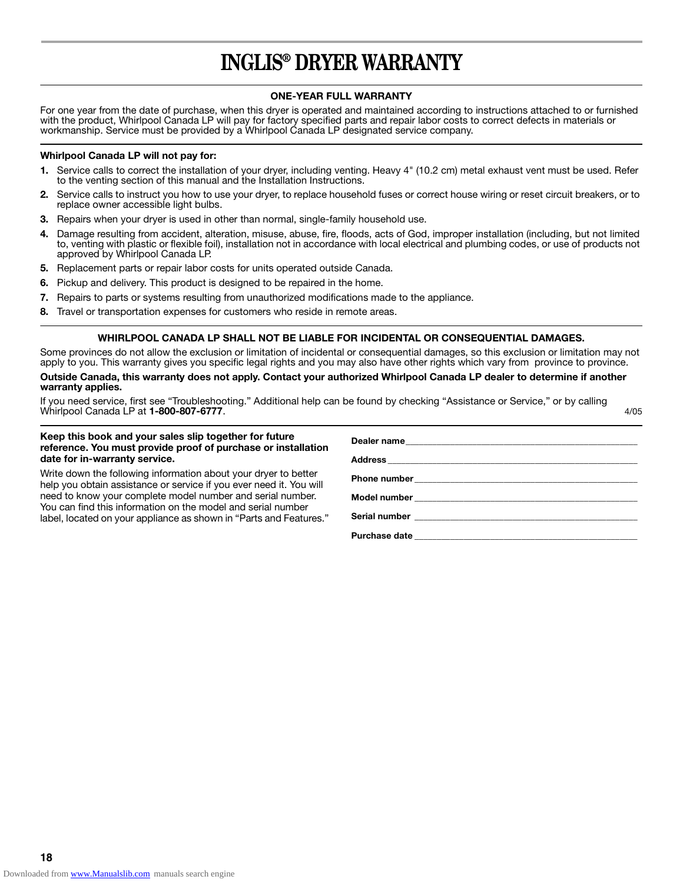# INGLIS® DRYER WARRANTY

**ONE-YEAR FULL WARRANTY**

For one year from the date of purchase, when this dryer is operated and maintained according to instructions attached to or furnished with the product, Whirlpool Canada LP will pay for factory specified parts and repair labor costs to correct defects in materials or workmanship. Service must be provided by a Whirlpool Canada LP designated service company.

**Whirlpool Canada LP will not pay for:**

1. Service calls to correct the installation of your dryer, including venting. Heavy 4" (10.2 cm) metal exhaust vent must be used. Refer to the venting section of this manual and the Installation Instructions.
2. Service calls to instruct you how to use your dryer, to replace household fuses or correct house wiring or reset circuit breakers, or to replace owner accessible light bulbs.
3. Repairs when your dryer is used in other than normal, single-family household use.
4. Damage resulting from accident, alteration, misuse, abuse, fire, floods, acts of God, improper installation (including, but not limited to, venting with plastic or flexible foil), installation not in accordance with local electrical and plumbing codes, or use of products not approved by Whirlpool Canada LP.
5. Replacement parts or repair labor costs for units operated outside Canada.
6. Pickup and delivery. This product is designed to be repaired in the home.
7. Repairs to parts or systems resulting from unauthorized modifications made to the appliance.
8. Travel or transportation expenses for customers who reside in remote areas.

**WHIRLPOOL CANADA LP SHALL NOT BE LIABLE FOR INCIDENTAL OR CONSEQUENTIAL DAMAGES.**

Some provinces do not allow the exclusion or limitation of incidental or consequential damages, so this exclusion or limitation may not apply to you. This warranty gives you specific legal rights and you may also have other rights which vary from province to province.

**Outside Canada, this warranty does not apply. Contact your authorized Whirlpool Canada LP dealer to determine if another warranty applies.**

If you need service, first see “Troubleshooting.” Additional help can be found by checking “Assistance or Service,” or by calling Whirlpool Canada LP at **1-800-807-6777**.

4/05

**Keep this book and your sales slip together for future reference. You must provide proof of purchase or installation date for in-warranty service.**

Write down the following information about your dryer to better help you obtain assistance or service if you ever need it. You will need to know your complete model number and serial number. You can find this information on the model and serial number label, located on your appliance as shown in “Parts and Features.”

**Dealer name** ____________________

**Address** ____________________

**Phone number** ____________________

**Model number** ____________________

**Serial number** ____________________

**Purchase date** ____________________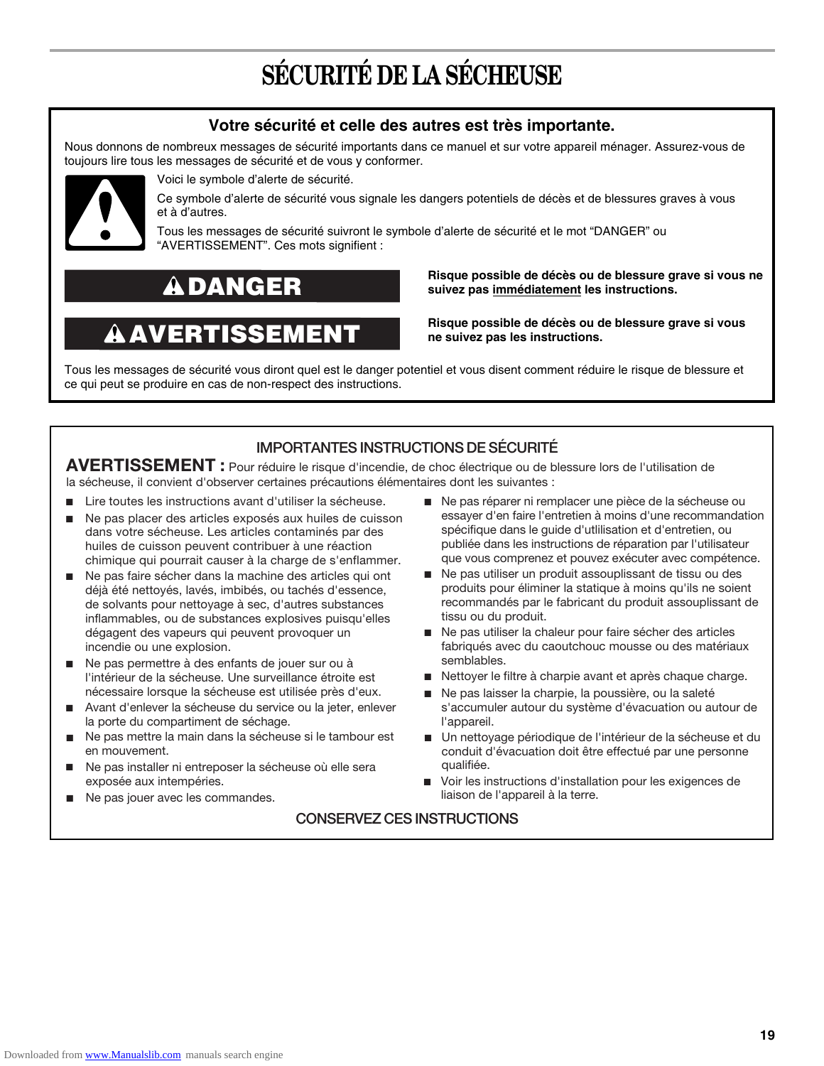# SÉCURITÉ DE LA SÉCHEUSE

## Votre sécurité et celle des autres est très importante.

Nous donnons de nombreux messages de sécurité importants dans ce manuel et sur votre appareil ménager. Assurez-vous de toujours lire tous les messages de sécurité et de vous y conformer.

Voici le symbole d'alerte de sécurité.

Ce symbole d'alerte de sécurité vous signale les dangers potentiels de décès et de blessures graves à vous et à d'autres.

Tous les messages de sécurité suivront le symbole d'alerte de sécurité et le mot "DANGER" ou "AVERTISSEMENT". Ces mots signifient :

**⚠DANGER** — **Risque possible de décès ou de blessure grave si vous ne suivez pas immédiatement les instructions.**

**⚠AVERTISSEMENT** — **Risque possible de décès ou de blessure grave si vous ne suivez pas les instructions.**

Tous les messages de sécurité vous diront quel est le danger potentiel et vous disent comment réduire le risque de blessure et ce qui peut se produire en cas de non-respect des instructions.

## IMPORTANTES INSTRUCTIONS DE SÉCURITÉ

**AVERTISSEMENT :** Pour réduire le risque d'incendie, de choc électrique ou de blessure lors de l'utilisation de la sécheuse, il convient d'observer certaines précautions élémentaires dont les suivantes :

- Lire toutes les instructions avant d'utiliser la sécheuse.
- Ne pas placer des articles exposés aux huiles de cuisson dans votre sécheuse. Les articles contaminés par des huiles de cuisson peuvent contribuer à une réaction chimique qui pourrait causer à la charge de s'enflammer.
- Ne pas faire sécher dans la machine des articles qui ont déjà été nettoyés, lavés, imbibés, ou tachés d'essence, de solvants pour nettoyage à sec, d'autres substances inflammables, ou de substances explosives puisqu'elles dégagent des vapeurs qui peuvent provoquer un incendie ou une explosion.
- Ne pas permettre à des enfants de jouer sur ou à l'intérieur de la sécheuse. Une surveillance étroite est nécessaire lorsque la sécheuse est utilisée près d'eux.
- Avant d'enlever la sécheuse du service ou la jeter, enlever la porte du compartiment de séchage.
- Ne pas mettre la main dans la sécheuse si le tambour est en mouvement.
- Ne pas installer ni entreposer la sécheuse où elle sera exposée aux intempéries.
- Ne pas jouer avec les commandes.
- Ne pas réparer ni remplacer une pièce de la sécheuse ou essayer d'en faire l'entretien à moins d'une recommandation spécifique dans le guide d'utlilisation et d'entretien, ou publiée dans les instructions de réparation par l'utilisateur que vous comprenez et pouvez exécuter avec compétence.
- Ne pas utiliser un produit assouplissant de tissu ou des produits pour éliminer la statique à moins qu'ils ne soient recommandés par le fabricant du produit assouplissant de tissu ou du produit.
- Ne pas utiliser la chaleur pour faire sécher des articles fabriqués avec du caoutchouc mousse ou des matériaux semblables.
- Nettoyer le filtre à charpie avant et après chaque charge.
- Ne pas laisser la charpie, la poussière, ou la saleté s'accumuler autour du système d'évacuation ou autour de l'appareil.
- Un nettoyage périodique de l'intérieur de la sécheuse et du conduit d'évacuation doit être effectué par une personne qualifiée.
- Voir les instructions d'installation pour les exigences de liaison de l'appareil à la terre.

## CONSERVEZ CES INSTRUCTIONS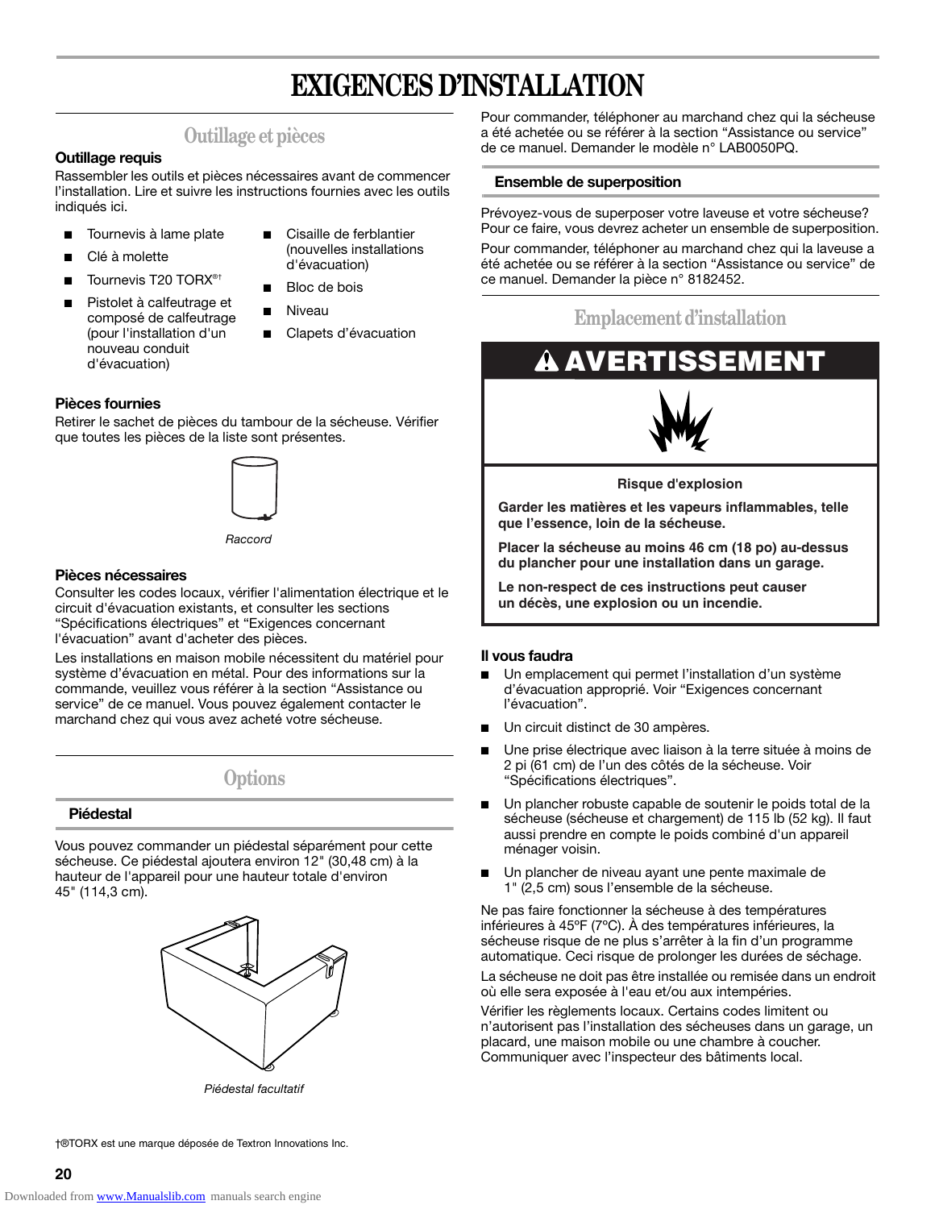# EXIGENCES D'INSTALLATION

## Outillage et pièces

### Outillage requis

Rassembler les outils et pièces nécessaires avant de commencer l'installation. Lire et suivre les instructions fournies avec les outils indiqués ici.

- Tournevis à lame plate
- Clé à molette
- Tournevis T20 TORX®†
- Pistolet à calfeutrage et composé de calfeutrage (pour l'installation d'un nouveau conduit d'évacuation)
- Cisaille de ferblantier (nouvelles installations d'évacuation)
- Bloc de bois
- Niveau
- Clapets d'évacuation

### Pièces fournies

Retirer le sachet de pièces du tambour de la sécheuse. Vérifier que toutes les pièces de la liste sont présentes.

*Raccord*

### Pièces nécessaires

Consulter les codes locaux, vérifier l'alimentation électrique et le circuit d'évacuation existants, et consulter les sections "Spécifications électriques" et "Exigences concernant l'évacuation" avant d'acheter des pièces.

Les installations en maison mobile nécessitent du matériel pour système d'évacuation en métal. Pour des informations sur la commande, veuillez vous référer à la section "Assistance ou service" de ce manuel. Vous pouvez également contacter le marchand chez qui vous avez acheté votre sécheuse.

## Options

### Piédestal

Vous pouvez commander un piédestal séparément pour cette sécheuse. Ce piédestal ajoutera environ 12" (30,48 cm) à la hauteur de l'appareil pour une hauteur totale d'environ 45" (114,3 cm).

*Piédestal facultatif*

Pour commander, téléphoner au marchand chez qui la sécheuse a été achetée ou se référer à la section "Assistance ou service" de ce manuel. Demander le modèle n° LAB0050PQ.

### Ensemble de superposition

Prévoyez-vous de superposer votre laveuse et votre sécheuse? Pour ce faire, vous devrez acheter un ensemble de superposition.

Pour commander, téléphoner au marchand chez qui la laveuse a été achetée ou se référer à la section "Assistance ou service" de ce manuel. Demander la pièce n° 8182452.

## Emplacement d'installation

**⚠ AVERTISSEMENT**

**Risque d'explosion**

**Garder les matières et les vapeurs inflammables, telle que l'essence, loin de la sécheuse.**

**Placer la sécheuse au moins 46 cm (18 po) au-dessus du plancher pour une installation dans un garage.**

**Le non-respect de ces instructions peut causer un décès, une explosion ou un incendie.**

### Il vous faudra

- Un emplacement qui permet l'installation d'un système d'évacuation approprié. Voir "Exigences concernant l'évacuation".
- Un circuit distinct de 30 ampères.
- Une prise électrique avec liaison à la terre située à moins de 2 pi (61 cm) de l'un des côtés de la sécheuse. Voir "Spécifications électriques".
- Un plancher robuste capable de soutenir le poids total de la sécheuse (sécheuse et chargement) de 115 lb (52 kg). Il faut aussi prendre en compte le poids combiné d'un appareil ménager voisin.
- Un plancher de niveau ayant une pente maximale de 1" (2,5 cm) sous l'ensemble de la sécheuse.

Ne pas faire fonctionner la sécheuse à des températures inférieures à 45ºF (7ºC). À des températures inférieures, la sécheuse risque de ne plus s'arrêter à la fin d'un programme automatique. Ceci risque de prolonger les durées de séchage.

La sécheuse ne doit pas être installée ou remisée dans un endroit où elle sera exposée à l'eau et/ou aux intempéries.

Vérifier les règlements locaux. Certains codes limitent ou n'autorisent pas l'installation des sécheuses dans un garage, un placard, une maison mobile ou une chambre à coucher. Communiquer avec l'inspecteur des bâtiments local.

†®TORX est une marque déposée de Textron Innovations Inc.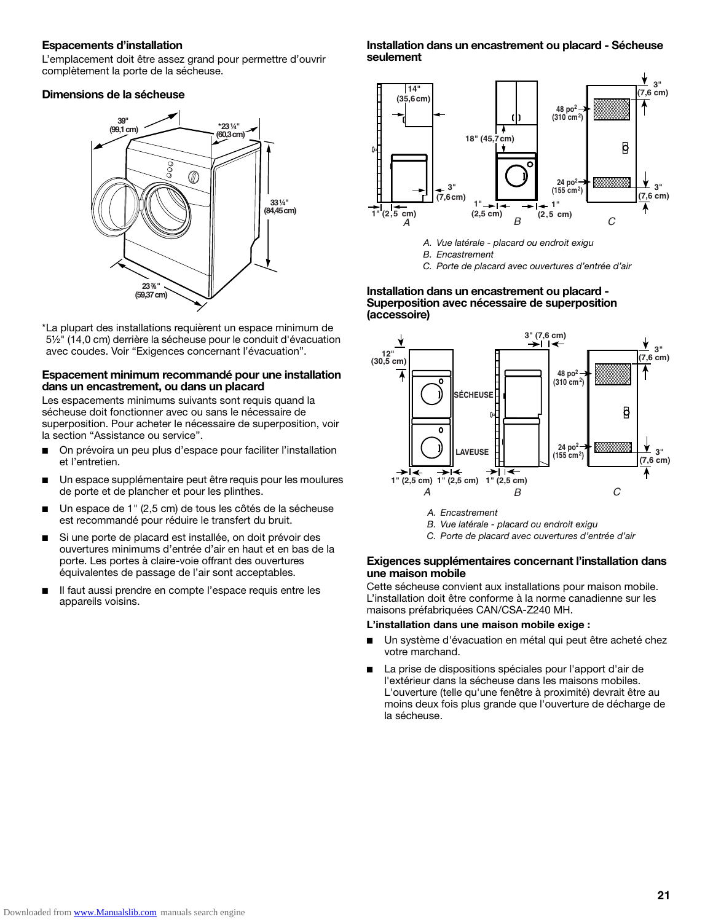### Espacements d'installation

L'emplacement doit être assez grand pour permettre d'ouvrir complètement la porte de la sécheuse.

### Dimensions de la sécheuse

39" (99,1 cm)

*23¼" (60,3 cm)

33¼" (84,45 cm)

23⅜" (59,37 cm)

*La plupart des installations requièrent un espace minimum de 5½" (14,0 cm) derrière la sécheuse pour le conduit d'évacuation avec coudes. Voir "Exigences concernant l'évacuation".

### Espacement minimum recommandé pour une installation dans un encastrement, ou dans un placard

Les espacements minimums suivants sont requis quand la sécheuse doit fonctionner avec ou sans le nécessaire de superposition. Pour acheter le nécessaire de superposition, voir la section "Assistance ou service".

- On prévoira un peu plus d'espace pour faciliter l'installation et l'entretien.
- Un espace supplémentaire peut être requis pour les moulures de porte et de plancher et pour les plinthes.
- Un espace de 1" (2,5 cm) de tous les côtés de la sécheuse est recommandé pour réduire le transfert du bruit.
- Si une porte de placard est installée, on doit prévoir des ouvertures minimums d'entrée d'air en haut et en bas de la porte. Les portes à claire-voie offrant des ouvertures équivalentes de passage de l'air sont acceptables.
- Il faut aussi prendre en compte l'espace requis entre les appareils voisins.

### Installation dans un encastrement ou placard - Sécheuse seulement

14" (35,6 cm) — 3" (7,6 cm) — 1" (2,5 cm) — 18" (45,7 cm) — 1" (2,5 cm) — 1" (2,5 cm) — 48 po² (310 cm²) — 24 po² (155 cm²) — 3" (7,6 cm) — 3" (7,6 cm)

A. Vue latérale - placard ou endroit exigu
B. Encastrement
C. Porte de placard avec ouvertures d'entrée d'air

### Installation dans un encastrement ou placard - Superposition avec nécessaire de superposition (accessoire)

12" (30,5 cm) — SÉCHEUSE — LAVEUSE — 1" (2,5 cm) — 1" (2,5 cm) — 3" (7,6 cm) — 1" (2,5 cm) — 48 po² (310 cm²) — 24 po² (155 cm²) — 3" (7,6 cm) — 3" (7,6 cm)

A. Encastrement
B. Vue latérale - placard ou endroit exigu
C. Porte de placard avec ouvertures d'entrée d'air

### Exigences supplémentaires concernant l'installation dans une maison mobile

Cette sécheuse convient aux installations pour maison mobile. L'installation doit être conforme à la norme canadienne sur les maisons préfabriquées CAN/CSA-Z240 MH.

**L'installation dans une maison mobile exige :**

- Un système d'évacuation en métal qui peut être acheté chez votre marchand.
- La prise de dispositions spéciales pour l'apport d'air de l'extérieur dans la sécheuse dans les maisons mobiles. L'ouverture (telle qu'une fenêtre à proximité) devrait être au moins deux fois plus grande que l'ouverture de décharge de la sécheuse.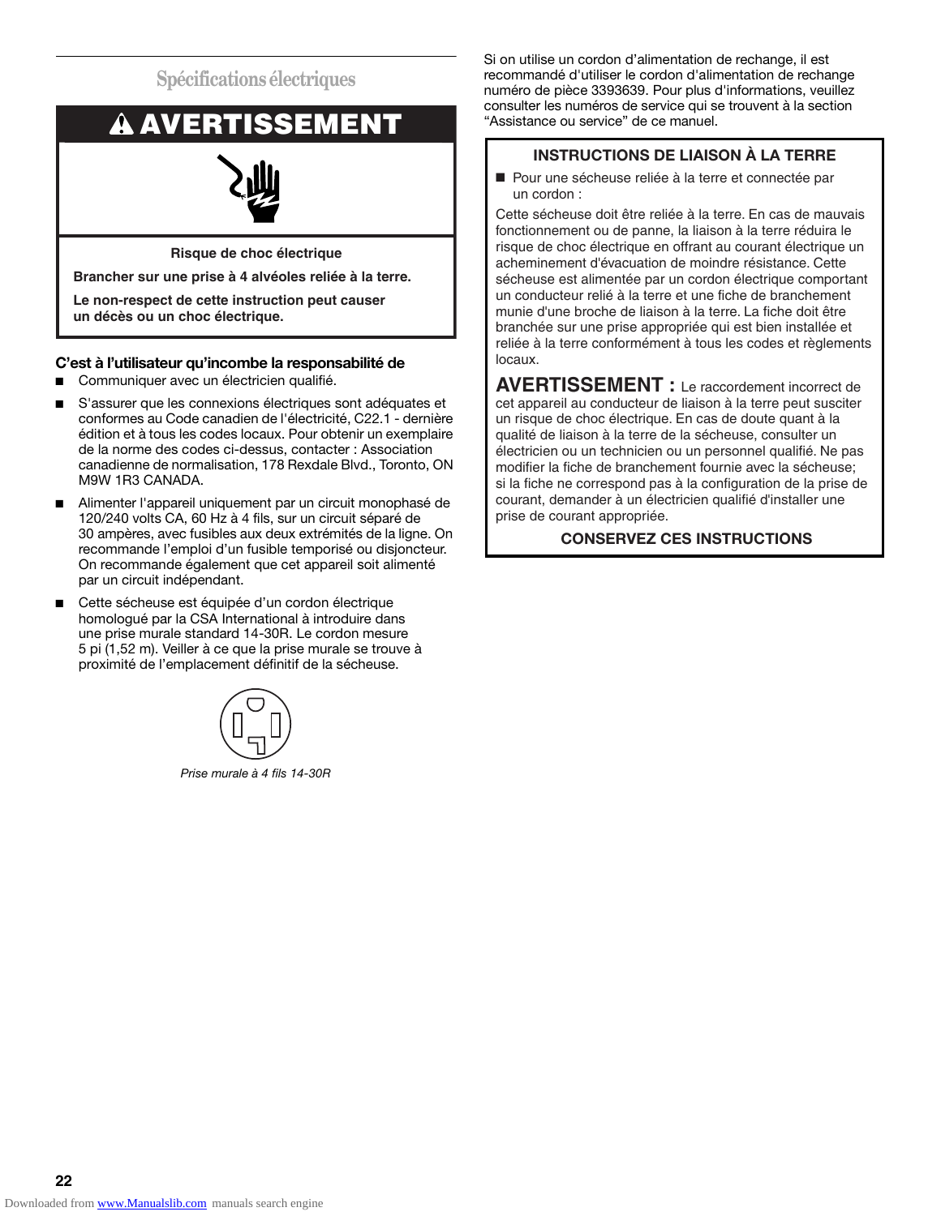## Spécifications électriques

**⚠ AVERTISSEMENT**

**Risque de choc électrique**

**Brancher sur une prise à 4 alvéoles reliée à la terre.**

**Le non-respect de cette instruction peut causer un décès ou un choc électrique.**

**C'est à l'utilisateur qu'incombe la responsabilité de**

- Communiquer avec un électricien qualifié.
- S'assurer que les connexions électriques sont adéquates et conformes au Code canadien de l'électricité, C22.1 - dernière édition et à tous les codes locaux. Pour obtenir un exemplaire de la norme des codes ci-dessus, contacter : Association canadienne de normalisation, 178 Rexdale Blvd., Toronto, ON M9W 1R3 CANADA.
- Alimenter l'appareil uniquement par un circuit monophasé de 120/240 volts CA, 60 Hz à 4 fils, sur un circuit séparé de 30 ampères, avec fusibles aux deux extrémités de la ligne. On recommande l'emploi d'un fusible temporisé ou disjoncteur. On recommande également que cet appareil soit alimenté par un circuit indépendant.
- Cette sécheuse est équipée d'un cordon électrique homologué par la CSA International à introduire dans une prise murale standard 14-30R. Le cordon mesure 5 pi (1,52 m). Veiller à ce que la prise murale se trouve à proximité de l'emplacement définitif de la sécheuse.

*Prise murale à 4 fils 14-30R*

Si on utilise un cordon d'alimentation de rechange, il est recommandé d'utiliser le cordon d'alimentation de rechange numéro de pièce 3393639. Pour plus d'informations, veuillez consulter les numéros de service qui se trouvent à la section "Assistance ou service" de ce manuel.

**INSTRUCTIONS DE LIAISON À LA TERRE**

- Pour une sécheuse reliée à la terre et connectée par un cordon :

Cette sécheuse doit être reliée à la terre. En cas de mauvais fonctionnement ou de panne, la liaison à la terre réduira le risque de choc électrique en offrant au courant électrique un acheminement d'évacuation de moindre résistance. Cette sécheuse est alimentée par un cordon électrique comportant un conducteur relié à la terre et une fiche de branchement munie d'une broche de liaison à la terre. La fiche doit être branchée sur une prise appropriée qui est bien installée et reliée à la terre conformément à tous les codes et règlements locaux.

**AVERTISSEMENT :** Le raccordement incorrect de cet appareil au conducteur de liaison à la terre peut susciter un risque de choc électrique. En cas de doute quant à la qualité de liaison à la terre de la sécheuse, consulter un électricien ou un technicien ou un personnel qualifié. Ne pas modifier la fiche de branchement fournie avec la sécheuse; si la fiche ne correspond pas à la configuration de la prise de courant, demander à un électricien qualifié d'installer une prise de courant appropriée.

**CONSERVEZ CES INSTRUCTIONS**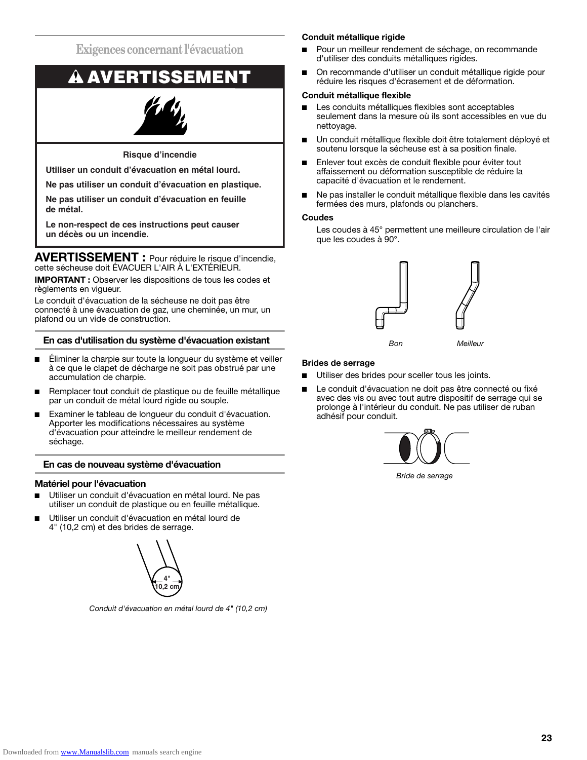## Exigences concernant l'évacuation

**⚠ AVERTISSEMENT**

**Risque d'incendie**

**Utiliser un conduit d'évacuation en métal lourd.**

**Ne pas utiliser un conduit d'évacuation en plastique.**

**Ne pas utiliser un conduit d'évacuation en feuille de métal.**

**Le non-respect de ces instructions peut causer un décès ou un incendie.**

**AVERTISSEMENT :** Pour réduire le risque d'incendie, cette sécheuse doit ÉVACUER L'AIR À L'EXTÉRIEUR.

**IMPORTANT :** Observer les dispositions de tous les codes et règlements en vigueur.

Le conduit d'évacuation de la sécheuse ne doit pas être connecté à une évacuation de gaz, une cheminée, un mur, un plafond ou un vide de construction.

### En cas d'utilisation du système d'évacuation existant

- Éliminer la charpie sur toute la longueur du système et veiller à ce que le clapet de décharge ne soit pas obstrué par une accumulation de charpie.
- Remplacer tout conduit de plastique ou de feuille métallique par un conduit de métal lourd rigide ou souple.
- Examiner le tableau de longueur du conduit d'évacuation. Apporter les modifications nécessaires au système d'évacuation pour atteindre le meilleur rendement de séchage.

### En cas de nouveau système d'évacuation

#### Matériel pour l'évacuation

- Utiliser un conduit d'évacuation en métal lourd. Ne pas utiliser un conduit de plastique ou en feuille métallique.
- Utiliser un conduit d'évacuation en métal lourd de 4" (10,2 cm) et des brides de serrage.

4" 10,2 cm

*Conduit d'évacuation en métal lourd de 4" (10,2 cm)*

**Conduit métallique rigide**

- Pour un meilleur rendement de séchage, on recommande d'utiliser des conduits métalliques rigides.
- On recommande d'utiliser un conduit métallique rigide pour réduire les risques d'écrasement et de déformation.

**Conduit métallique flexible**

- Les conduits métalliques flexibles sont acceptables seulement dans la mesure où ils sont accessibles en vue du nettoyage.
- Un conduit métallique flexible doit être totalement déployé et soutenu lorsque la sécheuse est à sa position finale.
- Enlever tout excès de conduit flexible pour éviter tout affaissement ou déformation susceptible de réduire la capacité d'évacuation et le rendement.
- Ne pas installer le conduit métallique flexible dans les cavités fermées des murs, plafonds ou planchers.

**Coudes**

Les coudes à 45° permettent une meilleure circulation de l'air que les coudes à 90°.

*Bon* *Meilleur*

**Brides de serrage**

- Utiliser des brides pour sceller tous les joints.
- Le conduit d'évacuation ne doit pas être connecté ou fixé avec des vis ou avec tout autre dispositif de serrage qui se prolonge à l'intérieur du conduit. Ne pas utiliser de ruban adhésif pour conduit.

*Bride de serrage*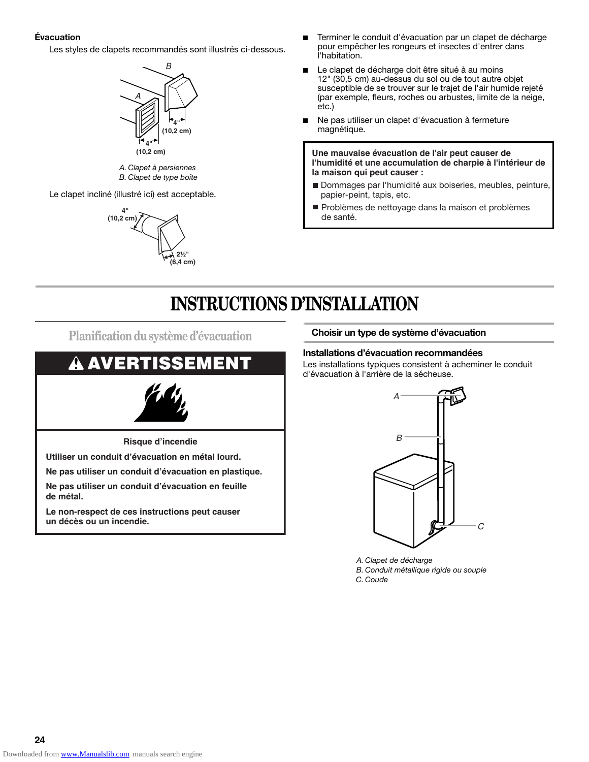**Évacuation**

Les styles de clapets recommandés sont illustrés ci-dessous.

4" (10,2 cm)

4" (10,2 cm)

A. Clapet à persiennes
B. Clapet de type boîte

Le clapet incliné (illustré ici) est acceptable.

4" (10,2 cm)

2½" (6,4 cm)

- Terminer le conduit d'évacuation par un clapet de décharge pour empêcher les rongeurs et insectes d'entrer dans l'habitation.
- Le clapet de décharge doit être situé à au moins 12" (30,5 cm) au-dessus du sol ou de tout autre objet susceptible de se trouver sur le trajet de l'air humide rejeté (par exemple, fleurs, roches ou arbustes, limite de la neige, etc.)
- Ne pas utiliser un clapet d'évacuation à fermeture magnétique.

**Une mauvaise évacuation de l'air peut causer de l'humidité et une accumulation de charpie à l'intérieur de la maison qui peut causer :**

- Dommages par l'humidité aux boiseries, meubles, peinture, papier-peint, tapis, etc.
- Problèmes de nettoyage dans la maison et problèmes de santé.

# INSTRUCTIONS D'INSTALLATION

## Planification du système d'évacuation

**⚠ AVERTISSEMENT**

**Risque d'incendie**

**Utiliser un conduit d'évacuation en métal lourd.**

**Ne pas utiliser un conduit d'évacuation en plastique.**

**Ne pas utiliser un conduit d'évacuation en feuille de métal.**

**Le non-respect de ces instructions peut causer un décès ou un incendie.**

### Choisir un type de système d'évacuation

**Installations d'évacuation recommandées**

Les installations typiques consistent à acheminer le conduit d'évacuation à l'arrière de la sécheuse.

A. Clapet de décharge
B. Conduit métallique rigide ou souple
C. Coude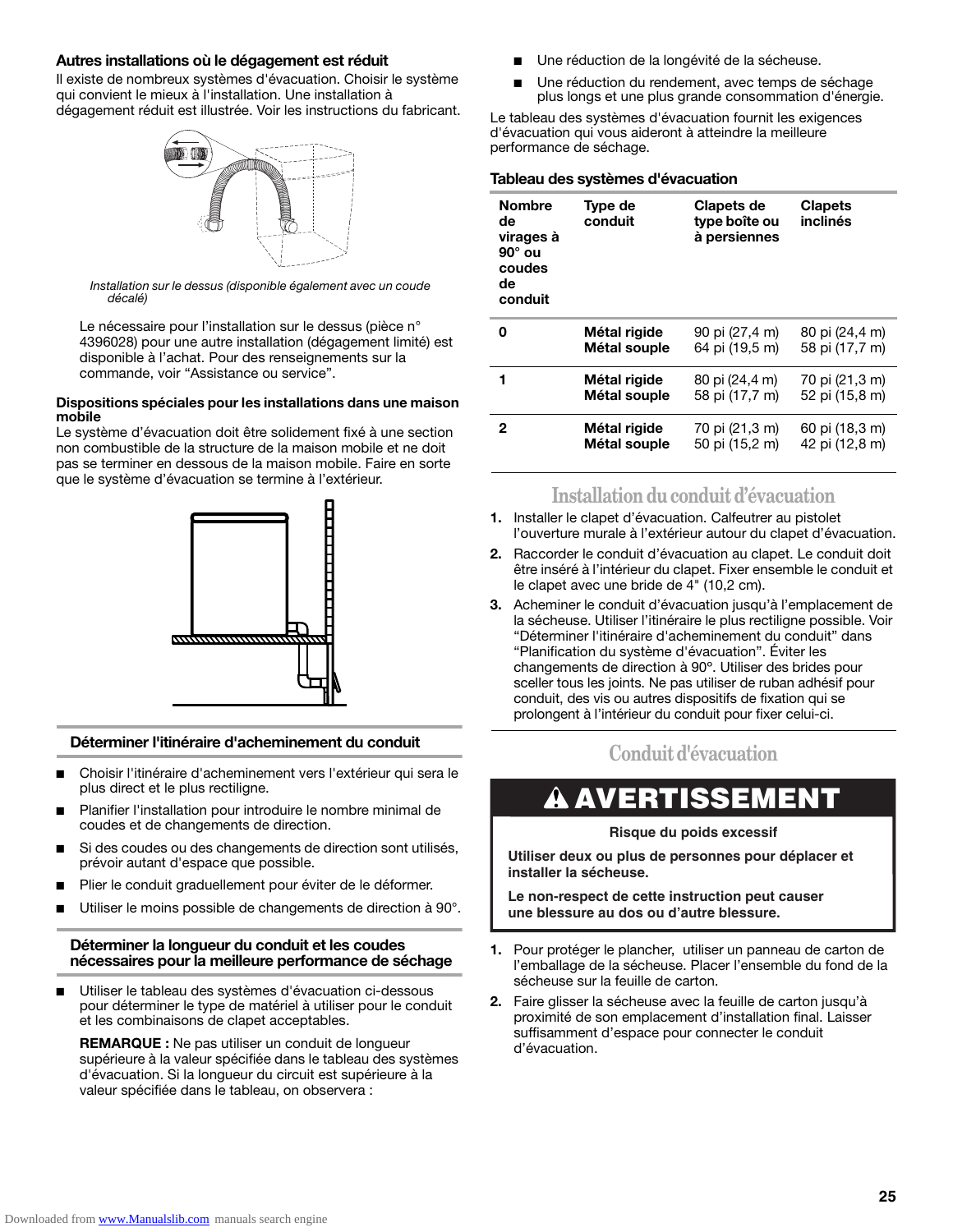### Autres installations où le dégagement est réduit

Il existe de nombreux systèmes d'évacuation. Choisir le système qui convient le mieux à l'installation. Une installation à dégagement réduit est illustrée. Voir les instructions du fabricant.

*Installation sur le dessus (disponible également avec un coude décalé)*

Le nécessaire pour l'installation sur le dessus (pièce n° 4396028) pour une autre installation (dégagement limité) est disponible à l'achat. Pour des renseignements sur la commande, voir "Assistance ou service".

**Dispositions spéciales pour les installations dans une maison mobile**

Le système d'évacuation doit être solidement fixé à une section non combustible de la structure de la maison mobile et ne doit pas se terminer en dessous de la maison mobile. Faire en sorte que le système d'évacuation se termine à l'extérieur.

### Déterminer l'itinéraire d'acheminement du conduit

- Choisir l'itinéraire d'acheminement vers l'extérieur qui sera le plus direct et le plus rectiligne.
- Planifier l'installation pour introduire le nombre minimal de coudes et de changements de direction.
- Si des coudes ou des changements de direction sont utilisés, prévoir autant d'espace que possible.
- Plier le conduit graduellement pour éviter de le déformer.
- Utiliser le moins possible de changements de direction à 90°.

### Déterminer la longueur du conduit et les coudes nécessaires pour la meilleure performance de séchage

- Utiliser le tableau des systèmes d'évacuation ci-dessous pour déterminer le type de matériel à utiliser pour le conduit et les combinaisons de clapet acceptables.

  **REMARQUE :** Ne pas utiliser un conduit de longueur supérieure à la valeur spécifiée dans le tableau des systèmes d'évacuation. Si la longueur du circuit est supérieure à la valeur spécifiée dans le tableau, on observera :

- Une réduction de la longévité de la sécheuse.
- Une réduction du rendement, avec temps de séchage plus longs et une plus grande consommation d'énergie.

Le tableau des systèmes d'évacuation fournit les exigences d'évacuation qui vous aideront à atteindre la meilleure performance de séchage.

**Tableau des systèmes d'évacuation**

| Nombre de virages à 90° ou coudes de conduit | Type de conduit | Clapets de type boîte ou à persiennes | Clapets inclinés |
|---|---|---|---|
| **0** | **Métal rigide**<br>**Métal souple** | 90 pi (27,4 m)<br>64 pi (19,5 m) | 80 pi (24,4 m)<br>58 pi (17,7 m) |
| **1** | **Métal rigide**<br>**Métal souple** | 80 pi (24,4 m)<br>58 pi (17,7 m) | 70 pi (21,3 m)<br>52 pi (15,8 m) |
| **2** | **Métal rigide**<br>**Métal souple** | 70 pi (21,3 m)<br>50 pi (15,2 m) | 60 pi (18,3 m)<br>42 pi (12,8 m) |

## Installation du conduit d'évacuation

1. Installer le clapet d'évacuation. Calfeutrer au pistolet l'ouverture murale à l'extérieur autour du clapet d'évacuation.
2. Raccorder le conduit d'évacuation au clapet. Le conduit doit être inséré à l'intérieur du clapet. Fixer ensemble le conduit et le clapet avec une bride de 4" (10,2 cm).
3. Acheminer le conduit d'évacuation jusqu'à l'emplacement de la sécheuse. Utiliser l'itinéraire le plus rectiligne possible. Voir "Déterminer l'itinéraire d'acheminement du conduit" dans "Planification du système d'évacuation". Éviter les changements de direction à 90°. Utiliser des brides pour sceller tous les joints. Ne pas utiliser de ruban adhésif pour conduit, des vis ou autres dispositifs de fixation qui se prolongent à l'intérieur du conduit pour fixer celui-ci.

## Conduit d'évacuation

**⚠ AVERTISSEMENT**

**Risque du poids excessif**

**Utiliser deux ou plus de personnes pour déplacer et installer la sécheuse.**

**Le non-respect de cette instruction peut causer une blessure au dos ou d'autre blessure.**

1. Pour protéger le plancher, utiliser un panneau de carton de l'emballage de la sécheuse. Placer l'ensemble du fond de la sécheuse sur la feuille de carton.
2. Faire glisser la sécheuse avec la feuille de carton jusqu'à proximité de son emplacement d'installation final. Laisser suffisamment d'espace pour connecter le conduit d'évacuation.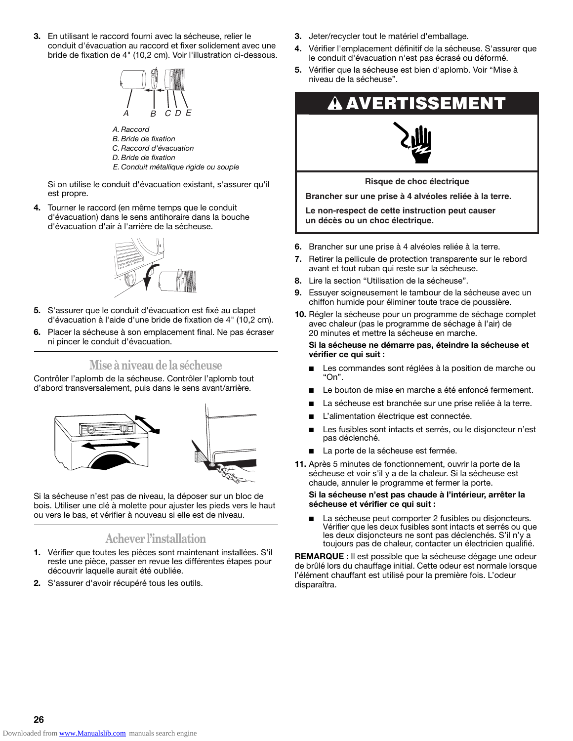3. En utilisant le raccord fourni avec la sécheuse, relier le conduit d'évacuation au raccord et fixer solidement avec une bride de fixation de 4" (10,2 cm). Voir l'illustration ci-dessous.

A. Raccord
B. Bride de fixation
C. Raccord d'évacuation
D. Bride de fixation
E. Conduit métallique rigide ou souple

Si on utilise le conduit d'évacuation existant, s'assurer qu'il est propre.

4. Tourner le raccord (en même temps que le conduit d'évacuation) dans le sens antihoraire dans la bouche d'évacuation d'air à l'arrière de la sécheuse.

5. S'assurer que le conduit d'évacuation est fixé au clapet d'évacuation à l'aide d'une bride de fixation de 4" (10,2 cm).
6. Placer la sécheuse à son emplacement final. Ne pas écraser ni pincer le conduit d'évacuation.

## Mise à niveau de la sécheuse

Contrôler l'aplomb de la sécheuse. Contrôler l'aplomb tout d'abord transversalement, puis dans le sens avant/arrière.

Si la sécheuse n'est pas de niveau, la déposer sur un bloc de bois. Utiliser une clé à molette pour ajuster les pieds vers le haut ou vers le bas, et vérifier à nouveau si elle est de niveau.

## Achever l'installation

1. Vérifier que toutes les pièces sont maintenant installées. S'il reste une pièce, passer en revue les différentes étapes pour découvrir laquelle aurait été oubliée.
2. S'assurer d'avoir récupéré tous les outils.
3. Jeter/recycler tout le matériel d'emballage.
4. Vérifier l'emplacement définitif de la sécheuse. S'assurer que le conduit d'évacuation n'est pas écrasé ou déformé.
5. Vérifier que la sécheuse est bien d'aplomb. Voir "Mise à niveau de la sécheuse".

**⚠ AVERTISSEMENT**

**Risque de choc électrique**

**Brancher sur une prise à 4 alvéoles reliée à la terre.**

**Le non-respect de cette instruction peut causer un décès ou un choc électrique.**

6. Brancher sur une prise à 4 alvéoles reliée à la terre.
7. Retirer la pellicule de protection transparente sur le rebord avant et tout ruban qui reste sur la sécheuse.
8. Lire la section "Utilisation de la sécheuse".
9. Essuyer soigneusement le tambour de la sécheuse avec un chiffon humide pour éliminer toute trace de poussière.
10. Régler la sécheuse pour un programme de séchage complet avec chaleur (pas le programme de séchage à l'air) de 20 minutes et mettre la sécheuse en marche.

    **Si la sécheuse ne démarre pas, éteindre la sécheuse et vérifier ce qui suit :**

    - Les commandes sont réglées à la position de marche ou "On".
    - Le bouton de mise en marche a été enfoncé fermement.
    - La sécheuse est branchée sur une prise reliée à la terre.
    - L'alimentation électrique est connectée.
    - Les fusibles sont intacts et serrés, ou le disjoncteur n'est pas déclenché.
    - La porte de la sécheuse est fermée.

11. Après 5 minutes de fonctionnement, ouvrir la porte de la sécheuse et voir s'il y a de la chaleur. Si la sécheuse est chaude, annuler le programme et fermer la porte.

    **Si la sécheuse n'est pas chaude à l'intérieur, arrêter la sécheuse et vérifier ce qui suit :**

    - La sécheuse peut comporter 2 fusibles ou disjoncteurs. Vérifier que les deux fusibles sont intacts et serrés ou que les deux disjoncteurs ne sont pas déclenchés. S'il n'y a toujours pas de chaleur, contacter un électricien qualifié.

**REMARQUE :** Il est possible que la sécheuse dégage une odeur de brûlé lors du chauffage initial. Cette odeur est normale lorsque l'élément chauffant est utilisé pour la première fois. L'odeur disparaîtra.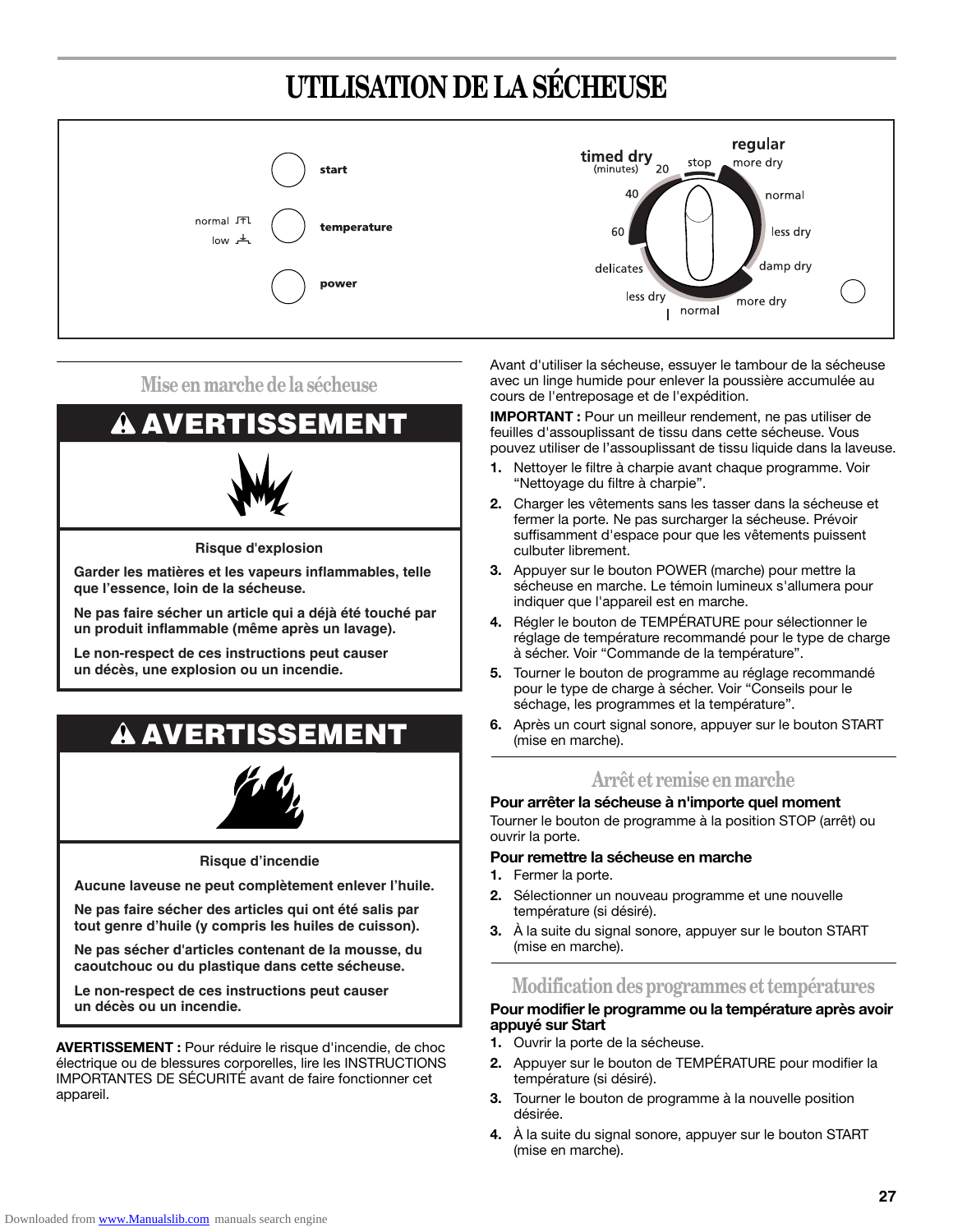# UTILISATION DE LA SÉCHEUSE

start

normal
low

temperature

power

timed dry (minutes) 20 40 60 delicates less dry normal

stop

regular more dry normal less dry damp dry more dry

## Mise en marche de la sécheuse

**⚠ AVERTISSEMENT**

**Risque d'explosion**

**Garder les matières et les vapeurs inflammables, telle que l'essence, loin de la sécheuse.**

**Ne pas faire sécher un article qui a déjà été touché par un produit inflammable (même après un lavage).**

**Le non-respect de ces instructions peut causer un décès, une explosion ou un incendie.**

**⚠ AVERTISSEMENT**

**Risque d'incendie**

**Aucune laveuse ne peut complètement enlever l'huile.**

**Ne pas faire sécher des articles qui ont été salis par tout genre d'huile (y compris les huiles de cuisson).**

**Ne pas sécher d'articles contenant de la mousse, du caoutchouc ou du plastique dans cette sécheuse.**

**Le non-respect de ces instructions peut causer un décès ou un incendie.**

**AVERTISSEMENT :** Pour réduire le risque d'incendie, de choc électrique ou de blessures corporelles, lire les INSTRUCTIONS IMPORTANTES DE SÉCURITÉ avant de faire fonctionner cet appareil.

Avant d'utiliser la sécheuse, essuyer le tambour de la sécheuse avec un linge humide pour enlever la poussière accumulée au cours de l'entreposage et de l'expédition.

**IMPORTANT :** Pour un meilleur rendement, ne pas utiliser de feuilles d'assouplissant de tissu dans cette sécheuse. Vous pouvez utiliser de l'assouplissant de tissu liquide dans la laveuse.

1. Nettoyer le filtre à charpie avant chaque programme. Voir "Nettoyage du filtre à charpie".
2. Charger les vêtements sans les tasser dans la sécheuse et fermer la porte. Ne pas surcharger la sécheuse. Prévoir suffisamment d'espace pour que les vêtements puissent culbuter librement.
3. Appuyer sur le bouton POWER (marche) pour mettre la sécheuse en marche. Le témoin lumineux s'allumera pour indiquer que l'appareil est en marche.
4. Régler le bouton de TEMPÉRATURE pour sélectionner le réglage de température recommandé pour le type de charge à sécher. Voir "Commande de la température".
5. Tourner le bouton de programme au réglage recommandé pour le type de charge à sécher. Voir "Conseils pour le séchage, les programmes et la température".
6. Après un court signal sonore, appuyer sur le bouton START (mise en marche).

## Arrêt et remise en marche

### Pour arrêter la sécheuse à n'importe quel moment

Tourner le bouton de programme à la position STOP (arrêt) ou ouvrir la porte.

### Pour remettre la sécheuse en marche

1. Fermer la porte.
2. Sélectionner un nouveau programme et une nouvelle température (si désiré).
3. À la suite du signal sonore, appuyer sur le bouton START (mise en marche).

## Modification des programmes et températures

### Pour modifier le programme ou la température après avoir appuyé sur Start

1. Ouvrir la porte de la sécheuse.
2. Appuyer sur le bouton de TEMPÉRATURE pour modifier la température (si désiré).
3. Tourner le bouton de programme à la nouvelle position désirée.
4. À la suite du signal sonore, appuyer sur le bouton START (mise en marche).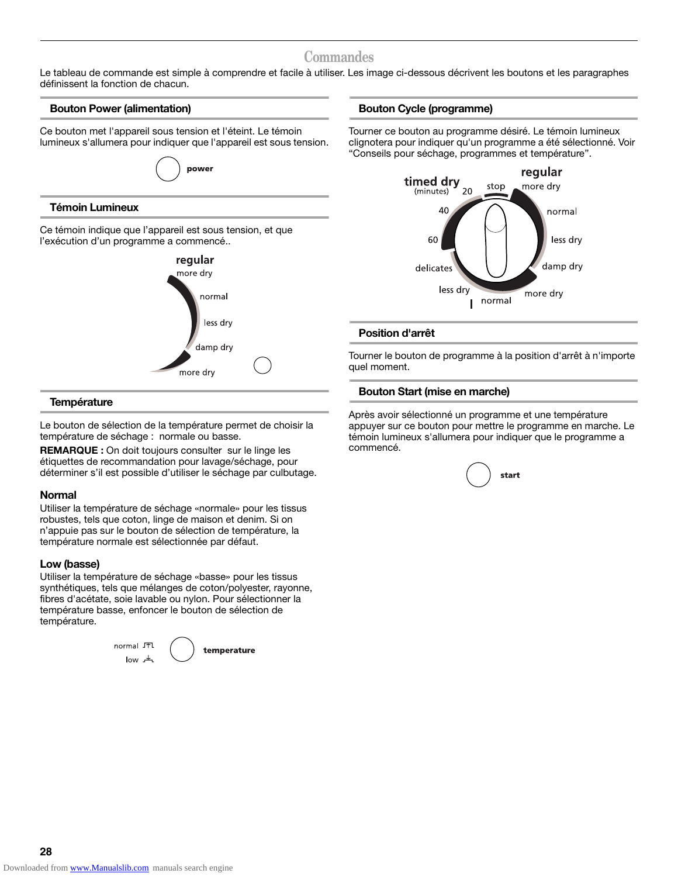# Commandes

Le tableau de commande est simple à comprendre et facile à utiliser. Les image ci-dessous décrivent les boutons et les paragraphes définissent la fonction de chacun.

## Bouton Power (alimentation)

Ce bouton met l'appareil sous tension et l'éteint. Le témoin lumineux s'allumera pour indiquer que l'appareil est sous tension.

power

## Témoin Lumineux

Ce témoin indique que l'appareil est sous tension, et que l'exécution d'un programme a commencé..

regular
more dry
normal
less dry
damp dry
more dry

## Température

Le bouton de sélection de la température permet de choisir la température de séchage : normale ou basse.

**REMARQUE :** On doit toujours consulter sur le linge les étiquettes de recommandation pour lavage/séchage, pour déterminer s'il est possible d'utiliser le séchage par culbutage.

### Normal

Utiliser la température de séchage «normale» pour les tissus robustes, tels que coton, linge de maison et denim. Si on n'appuie pas sur le bouton de sélection de température, la température normale est sélectionnée par défaut.

### Low (basse)

Utiliser la température de séchage «basse» pour les tissus synthétiques, tels que mélanges de coton/polyester, rayonne, fibres d'acétate, soie lavable ou nylon. Pour sélectionner la température basse, enfoncer le bouton de sélection de température.

normal
low
temperature

## Bouton Cycle (programme)

Tourner ce bouton au programme désiré. Le témoin lumineux clignotera pour indiquer qu'un programme a été sélectionné. Voir "Conseils pour séchage, programmes et température".

timed dry (minutes) 20, 40, 60
stop
regular: more dry, normal, less dry, damp dry
delicates: more dry, normal, less dry

## Position d'arrêt

Tourner le bouton de programme à la position d'arrêt à n'importe quel moment.

## Bouton Start (mise en marche)

Après avoir sélectionné un programme et une température appuyer sur ce bouton pour mettre le programme en marche. Le témoin lumineux s'allumera pour indiquer que le programme a commencé.

start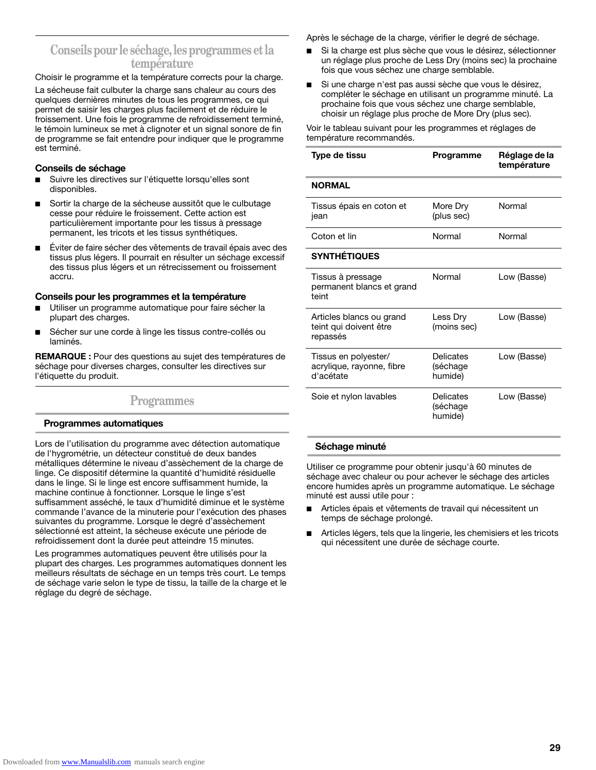## Conseils pour le séchage, les programmes et la température

Choisir le programme et la température corrects pour la charge.

La sécheuse fait culbuter la charge sans chaleur au cours des quelques dernières minutes de tous les programmes, ce qui permet de saisir les charges plus facilement et de réduire le froissement. Une fois le programme de refroidissement terminé, le témoin lumineux se met à clignoter et un signal sonore de fin de programme se fait entendre pour indiquer que le programme est terminé.

### Conseils de séchage

- Suivre les directives sur l'étiquette lorsqu'elles sont disponibles.
- Sortir la charge de la sécheuse aussitôt que le culbutage cesse pour réduire le froissement. Cette action est particulièrement importante pour les tissus à pressage permanent, les tricots et les tissus synthétiques.
- Éviter de faire sécher des vêtements de travail épais avec des tissus plus légers. Il pourrait en résulter un séchage excessif des tissus plus légers et un rétrecissement ou froissement accru.

### Conseils pour les programmes et la température

- Utiliser un programme automatique pour faire sécher la plupart des charges.
- Sécher sur une corde à linge les tissus contre-collés ou laminés.

**REMARQUE :** Pour des questions au sujet des températures de séchage pour diverses charges, consulter les directives sur l'étiquette du produit.

## Programmes

### Programmes automatiques

Lors de l'utilisation du programme avec détection automatique de l'hygrométrie, un détecteur constitué de deux bandes métalliques détermine le niveau d'assèchement de la charge de linge. Ce dispositif détermine la quantité d'humidité résiduelle dans le linge. Si le linge est encore suffisamment humide, la machine continue à fonctionner. Lorsque le linge s'est suffisamment asséché, le taux d'humidité diminue et le système commande l'avance de la minuterie pour l'exécution des phases suivantes du programme. Lorsque le degré d'assèchement sélectionné est atteint, la sécheuse exécute une période de refroidissement dont la durée peut atteindre 15 minutes.

Les programmes automatiques peuvent être utilisés pour la plupart des charges. Les programmes automatiques donnent les meilleurs résultats de séchage en un temps très court. Le temps de séchage varie selon le type de tissu, la taille de la charge et le réglage du degré de séchage.

Après le séchage de la charge, vérifier le degré de séchage.

- Si la charge est plus sèche que vous le désirez, sélectionner un réglage plus proche de Less Dry (moins sec) la prochaine fois que vous séchez une charge semblable.
- Si une charge n'est pas aussi sèche que vous le désirez, compléter le séchage en utilisant un programme minuté. La prochaine fois que vous séchez une charge semblable, choisir un réglage plus proche de More Dry (plus sec).

Voir le tableau suivant pour les programmes et réglages de température recommandés.

| Type de tissu | Programme | Réglage de la température |
|---|---|---|
| **NORMAL** | | |
| Tissus épais en coton et jean | More Dry (plus sec) | Normal |
| Coton et lin | Normal | Normal |
| **SYNTHÉTIQUES** | | |
| Tissus à pressage permanent blancs et grand teint | Normal | Low (Basse) |
| Articles blancs ou grand teint qui doivent être repassés | Less Dry (moins sec) | Low (Basse) |
| Tissus en polyester/ acrylique, rayonne, fibre d'acétate | Delicates (séchage humide) | Low (Basse) |
| Soie et nylon lavables | Delicates (séchage humide) | Low (Basse) |

### Séchage minuté

Utiliser ce programme pour obtenir jusqu'à 60 minutes de séchage avec chaleur ou pour achever le séchage des articles encore humides après un programme automatique. Le séchage minuté est aussi utile pour :

- Articles épais et vêtements de travail qui nécessitent un temps de séchage prolongé.
- Articles légers, tels que la lingerie, les chemisiers et les tricots qui nécessitent une durée de séchage courte.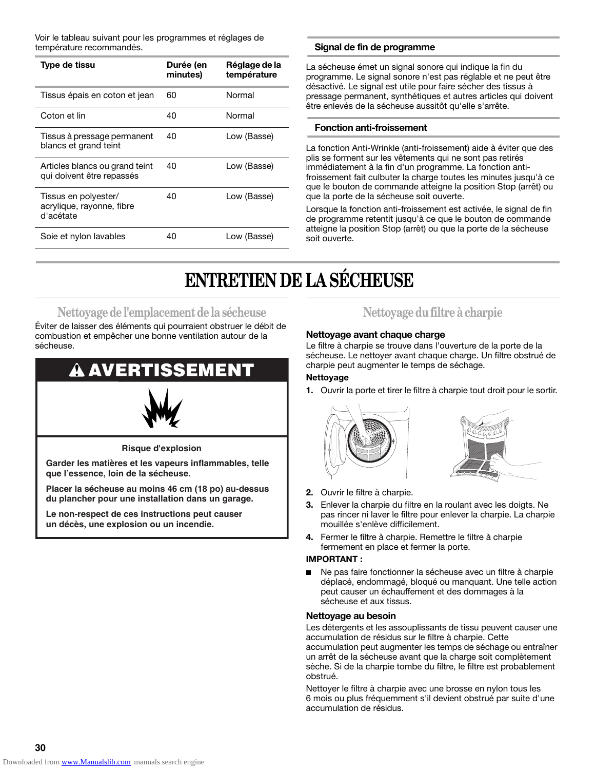Voir le tableau suivant pour les programmes et réglages de température recommandés.

| Type de tissu | Durée (en minutes) | Réglage de la température |
|---|---|---|
| Tissus épais en coton et jean | 60 | Normal |
| Coton et lin | 40 | Normal |
| Tissus à pressage permanent blancs et grand teint | 40 | Low (Basse) |
| Articles blancs ou grand teint qui doivent être repassés | 40 | Low (Basse) |
| Tissus en polyester/ acrylique, rayonne, fibre d'acétate | 40 | Low (Basse) |
| Soie et nylon lavables | 40 | Low (Basse) |

### Signal de fin de programme

La sécheuse émet un signal sonore qui indique la fin du programme. Le signal sonore n'est pas réglable et ne peut être désactivé. Le signal est utile pour faire sécher des tissus à pressage permanent, synthétiques et autres articles qui doivent être enlevés de la sécheuse aussitôt qu'elle s'arrête.

### Fonction anti-froissement

La fonction Anti-Wrinkle (anti-froissement) aide à éviter que des plis se forment sur les vêtements qui ne sont pas retirés immédiatement à la fin d'un programme. La fonction anti-froissement fait culbuter la charge toutes les minutes jusqu'à ce que le bouton de commande atteigne la position Stop (arrêt) ou que la porte de la sécheuse soit ouverte.

Lorsque la fonction anti-froissement est activée, le signal de fin de programme retentit jusqu'à ce que le bouton de commande atteigne la position Stop (arrêt) ou que la porte de la sécheuse soit ouverte.

# ENTRETIEN DE LA SÉCHEUSE

## Nettoyage de l'emplacement de la sécheuse

Éviter de laisser des éléments qui pourraient obstruer le débit de combustion et empêcher une bonne ventilation autour de la sécheuse.

**⚠ AVERTISSEMENT**

**Risque d'explosion**

**Garder les matières et les vapeurs inflammables, telle que l'essence, loin de la sécheuse.**

**Placer la sécheuse au moins 46 cm (18 po) au-dessus du plancher pour une installation dans un garage.**

**Le non-respect de ces instructions peut causer un décès, une explosion ou un incendie.**

## Nettoyage du filtre à charpie

### Nettoyage avant chaque charge

Le filtre à charpie se trouve dans l'ouverture de la porte de la sécheuse. Le nettoyer avant chaque charge. Un filtre obstrué de charpie peut augmenter le temps de séchage.

**Nettoyage**

1. Ouvrir la porte et tirer le filtre à charpie tout droit pour le sortir.
2. Ouvrir le filtre à charpie.
3. Enlever la charpie du filtre en la roulant avec les doigts. Ne pas rincer ni laver le filtre pour enlever la charpie. La charpie mouillée s'enlève difficilement.
4. Fermer le filtre à charpie. Remettre le filtre à charpie fermement en place et fermer la porte.

**IMPORTANT :**

- Ne pas faire fonctionner la sécheuse avec un filtre à charpie déplacé, endommagé, bloqué ou manquant. Une telle action peut causer un échauffement et des dommages à la sécheuse et aux tissus.

### Nettoyage au besoin

Les détergents et les assouplissants de tissu peuvent causer une accumulation de résidus sur le filtre à charpie. Cette accumulation peut augmenter les temps de séchage ou entraîner un arrêt de la sécheuse avant que la charge soit complètement sèche. Si de la charpie tombe du filtre, le filtre est probablement obstrué.

Nettoyer le filtre à charpie avec une brosse en nylon tous les 6 mois ou plus fréquemment s'il devient obstrué par suite d'une accumulation de résidus.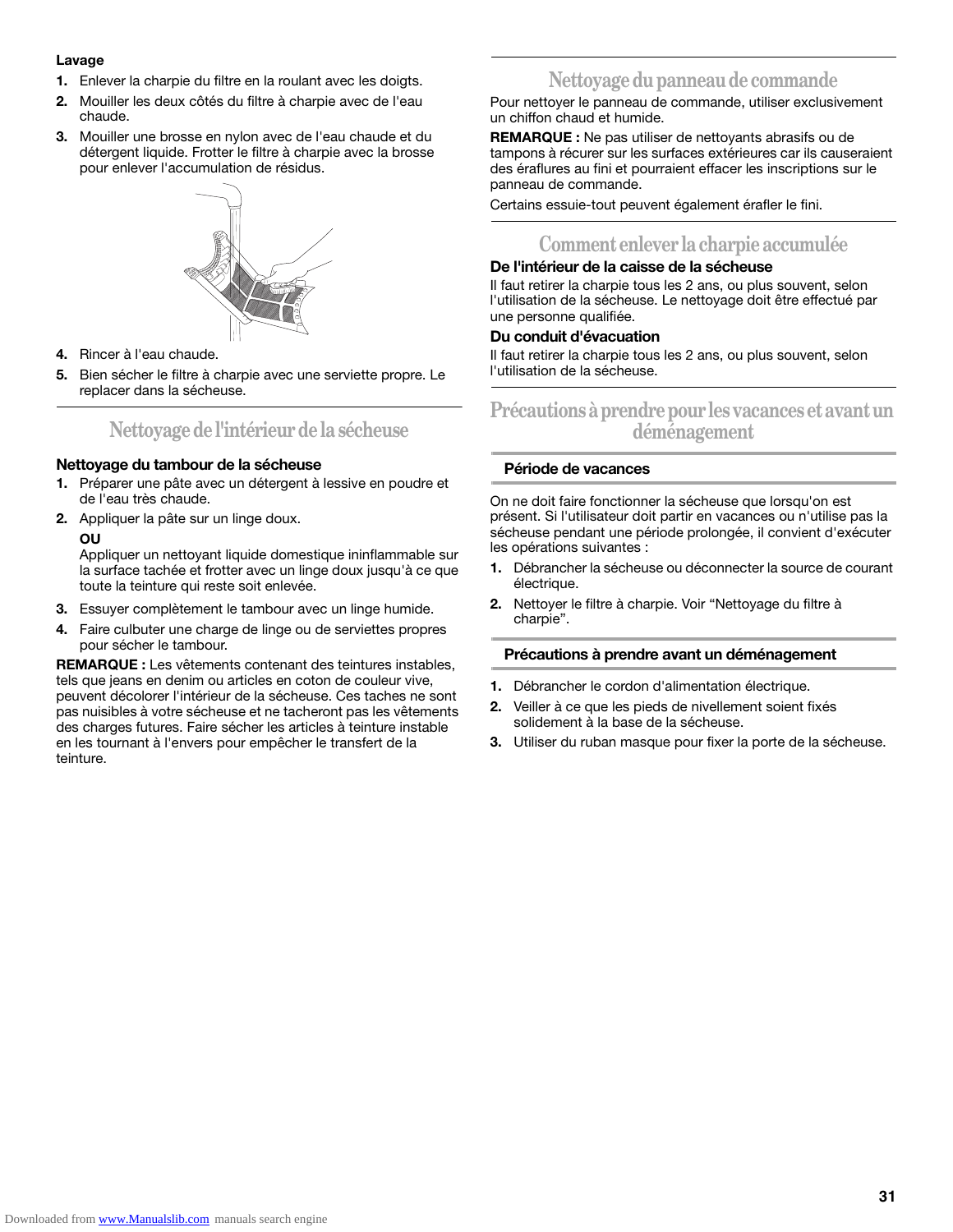**Lavage**

1. Enlever la charpie du filtre en la roulant avec les doigts.
2. Mouiller les deux côtés du filtre à charpie avec de l'eau chaude.
3. Mouiller une brosse en nylon avec de l'eau chaude et du détergent liquide. Frotter le filtre à charpie avec la brosse pour enlever l'accumulation de résidus.
4. Rincer à l'eau chaude.
5. Bien sécher le filtre à charpie avec une serviette propre. Le replacer dans la sécheuse.

## Nettoyage de l'intérieur de la sécheuse

### Nettoyage du tambour de la sécheuse

1. Préparer une pâte avec un détergent à lessive en poudre et de l'eau très chaude.
2. Appliquer la pâte sur un linge doux.

   **OU**

   Appliquer un nettoyant liquide domestique ininflammable sur la surface tachée et frotter avec un linge doux jusqu'à ce que toute la teinture qui reste soit enlevée.
3. Essuyer complètement le tambour avec un linge humide.
4. Faire culbuter une charge de linge ou de serviettes propres pour sécher le tambour.

**REMARQUE :** Les vêtements contenant des teintures instables, tels que jeans en denim ou articles en coton de couleur vive, peuvent décolorer l'intérieur de la sécheuse. Ces taches ne sont pas nuisibles à votre sécheuse et ne tacheront pas les vêtements des charges futures. Faire sécher les articles à teinture instable en les tournant à l'envers pour empêcher le transfert de la teinture.

## Nettoyage du panneau de commande

Pour nettoyer le panneau de commande, utiliser exclusivement un chiffon chaud et humide.

**REMARQUE :** Ne pas utiliser de nettoyants abrasifs ou de tampons à récurer sur les surfaces extérieures car ils causeraient des éraflures au fini et pourraient effacer les inscriptions sur le panneau de commande.

Certains essuie-tout peuvent également érafler le fini.

## Comment enlever la charpie accumulée

### De l'intérieur de la caisse de la sécheuse

Il faut retirer la charpie tous les 2 ans, ou plus souvent, selon l'utilisation de la sécheuse. Le nettoyage doit être effectué par une personne qualifiée.

### Du conduit d'évacuation

Il faut retirer la charpie tous les 2 ans, ou plus souvent, selon l'utilisation de la sécheuse.

## Précautions à prendre pour les vacances et avant un déménagement

### Période de vacances

On ne doit faire fonctionner la sécheuse que lorsqu'on est présent. Si l'utilisateur doit partir en vacances ou n'utilise pas la sécheuse pendant une période prolongée, il convient d'exécuter les opérations suivantes :

1. Débrancher la sécheuse ou déconnecter la source de courant électrique.
2. Nettoyer le filtre à charpie. Voir “Nettoyage du filtre à charpie”.

### Précautions à prendre avant un déménagement

1. Débrancher le cordon d'alimentation électrique.
2. Veiller à ce que les pieds de nivellement soient fixés solidement à la base de la sécheuse.
3. Utiliser du ruban masque pour fixer la porte de la sécheuse.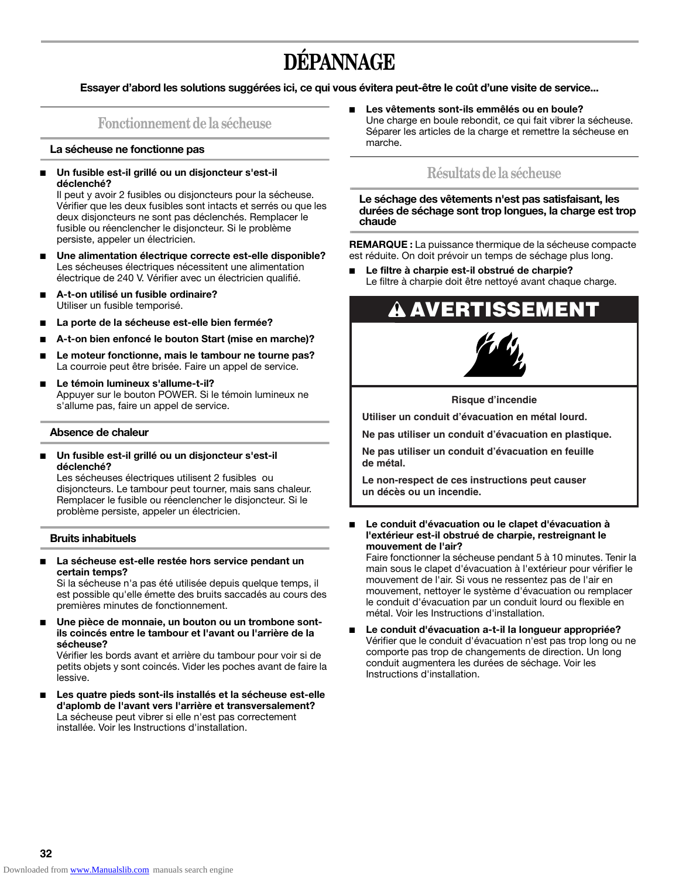# DÉPANNAGE

**Essayer d'abord les solutions suggérées ici, ce qui vous évitera peut-être le coût d'une visite de service...**

## Fonctionnement de la sécheuse

### La sécheuse ne fonctionne pas

- **Un fusible est-il grillé ou un disjoncteur s'est-il déclenché?**
  Il peut y avoir 2 fusibles ou disjoncteurs pour la sécheuse. Vérifier que les deux fusibles sont intacts et serrés ou que les deux disjoncteurs ne sont pas déclenchés. Remplacer le fusible ou réenclencher le disjoncteur. Si le problème persiste, appeler un électricien.
- **Une alimentation électrique correcte est-elle disponible?**
  Les sécheuses électriques nécessitent une alimentation électrique de 240 V. Vérifier avec un électricien qualifié.
- **A-t-on utilisé un fusible ordinaire?**
  Utiliser un fusible temporisé.
- **La porte de la sécheuse est-elle bien fermée?**
- **A-t-on bien enfoncé le bouton Start (mise en marche)?**
- **Le moteur fonctionne, mais le tambour ne tourne pas?**
  La courroie peut être brisée. Faire un appel de service.
- **Le témoin lumineux s'allume-t-il?**
  Appuyer sur le bouton POWER. Si le témoin lumineux ne s'allume pas, faire un appel de service.

### Absence de chaleur

- **Un fusible est-il grillé ou un disjoncteur s'est-il déclenché?**
  Les sécheuses électriques utilisent 2 fusibles ou disjoncteurs. Le tambour peut tourner, mais sans chaleur. Remplacer le fusible ou réenclencher le disjoncteur. Si le problème persiste, appeler un électricien.

### Bruits inhabituels

- **La sécheuse est-elle restée hors service pendant un certain temps?**
  Si la sécheuse n'a pas été utilisée depuis quelque temps, il est possible qu'elle émette des bruits saccadés au cours des premières minutes de fonctionnement.
- **Une pièce de monnaie, un bouton ou un trombone sont-ils coincés entre le tambour et l'avant ou l'arrière de la sécheuse?**
  Vérifier les bords avant et arrière du tambour pour voir si de petits objets y sont coincés. Vider les poches avant de faire la lessive.
- **Les quatre pieds sont-ils installés et la sécheuse est-elle d'aplomb de l'avant vers l'arrière et transversalement?**
  La sécheuse peut vibrer si elle n'est pas correctement installée. Voir les Instructions d'installation.
- **Les vêtements sont-ils emmêlés ou en boule?**
  Une charge en boule rebondit, ce qui fait vibrer la sécheuse. Séparer les articles de la charge et remettre la sécheuse en marche.

## Résultats de la sécheuse

### Le séchage des vêtements n'est pas satisfaisant, les durées de séchage sont trop longues, la charge est trop chaude

**REMARQUE :** La puissance thermique de la sécheuse compacte est réduite. On doit prévoir un temps de séchage plus long.

- **Le filtre à charpie est-il obstrué de charpie?**
  Le filtre à charpie doit être nettoyé avant chaque charge.

**⚠ AVERTISSEMENT**

**Risque d'incendie**

**Utiliser un conduit d'évacuation en métal lourd.**

**Ne pas utiliser un conduit d'évacuation en plastique.**

**Ne pas utiliser un conduit d'évacuation en feuille de métal.**

**Le non-respect de ces instructions peut causer un décès ou un incendie.**

- **Le conduit d'évacuation ou le clapet d'évacuation à l'extérieur est-il obstrué de charpie, restreignant le mouvement de l'air?**
  Faire fonctionner la sécheuse pendant 5 à 10 minutes. Tenir la main sous le clapet d'évacuation à l'extérieur pour vérifier le mouvement de l'air. Si vous ne ressentez pas de l'air en mouvement, nettoyer le système d'évacuation ou remplacer le conduit d'évacuation par un conduit lourd ou flexible en métal. Voir les Instructions d'installation.
- **Le conduit d'évacuation a-t-il la longueur appropriée?**
  Vérifier que le conduit d'évacuation n'est pas trop long ou ne comporte pas trop de changements de direction. Un long conduit augmentera les durées de séchage. Voir les Instructions d'installation.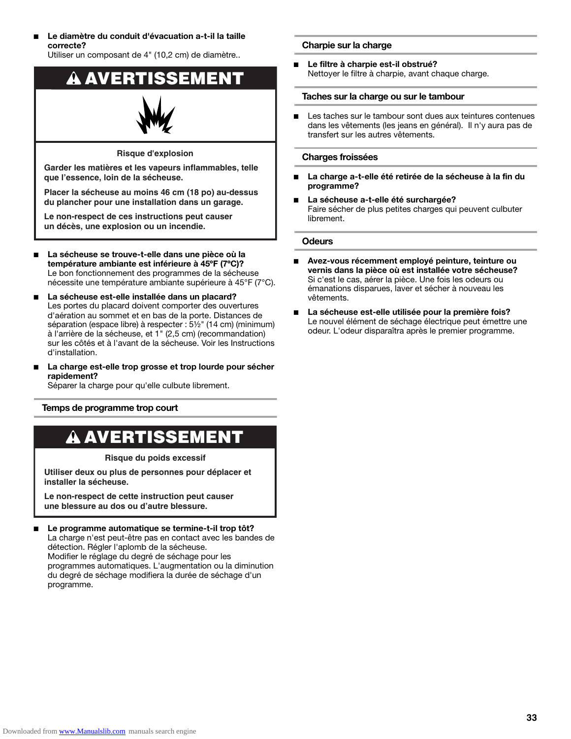- **Le diamètre du conduit d'évacuation a-t-il la taille correcte?**
  Utiliser un composant de 4" (10,2 cm) de diamètre..

**⚠ AVERTISSEMENT**

**Risque d'explosion**

**Garder les matières et les vapeurs inflammables, telle que l'essence, loin de la sécheuse.**

**Placer la sécheuse au moins 46 cm (18 po) au-dessus du plancher pour une installation dans un garage.**

**Le non-respect de ces instructions peut causer un décès, une explosion ou un incendie.**

- **La sécheuse se trouve-t-elle dans une pièce où la température ambiante est inférieure à 45ºF (7ºC)?**
  Le bon fonctionnement des programmes de la sécheuse nécessite une température ambiante supérieure à 45°F (7°C).
- **La sécheuse est-elle installée dans un placard?**
  Les portes du placard doivent comporter des ouvertures d'aération au sommet et en bas de la porte. Distances de séparation (espace libre) à respecter : 5½" (14 cm) (minimum) à l'arrière de la sécheuse, et 1" (2,5 cm) (recommandation) sur les côtés et à l'avant de la sécheuse. Voir les Instructions d'installation.
- **La charge est-elle trop grosse et trop lourde pour sécher rapidement?**
  Séparer la charge pour qu'elle culbute librement.

### Temps de programme trop court

**⚠ AVERTISSEMENT**

**Risque du poids excessif**

**Utiliser deux ou plus de personnes pour déplacer et installer la sécheuse.**

**Le non-respect de cette instruction peut causer une blessure au dos ou d'autre blessure.**

- **Le programme automatique se termine-t-il trop tôt?**
  La charge n'est peut-être pas en contact avec les bandes de détection. Régler l'aplomb de la sécheuse.
  Modifier le réglage du degré de séchage pour les programmes automatiques. L'augmentation ou la diminution du degré de séchage modifiera la durée de séchage d'un programme.

### Charpie sur la charge

- **Le filtre à charpie est-il obstrué?**
  Nettoyer le filtre à charpie, avant chaque charge.

### Taches sur la charge ou sur le tambour

- Les taches sur le tambour sont dues aux teintures contenues dans les vêtements (les jeans en général). Il n'y aura pas de transfert sur les autres vêtements.

### Charges froissées

- **La charge a-t-elle été retirée de la sécheuse à la fin du programme?**
- **La sécheuse a-t-elle été surchargée?**
  Faire sécher de plus petites charges qui peuvent culbuter librement.

### Odeurs

- **Avez-vous récemment employé peinture, teinture ou vernis dans la pièce où est installée votre sécheuse?**
  Si c'est le cas, aérer la pièce. Une fois les odeurs ou émanations disparues, laver et sécher à nouveau les vêtements.
- **La sécheuse est-elle utilisée pour la première fois?**
  Le nouvel élément de séchage électrique peut émettre une odeur. L'odeur disparaîtra après le premier programme.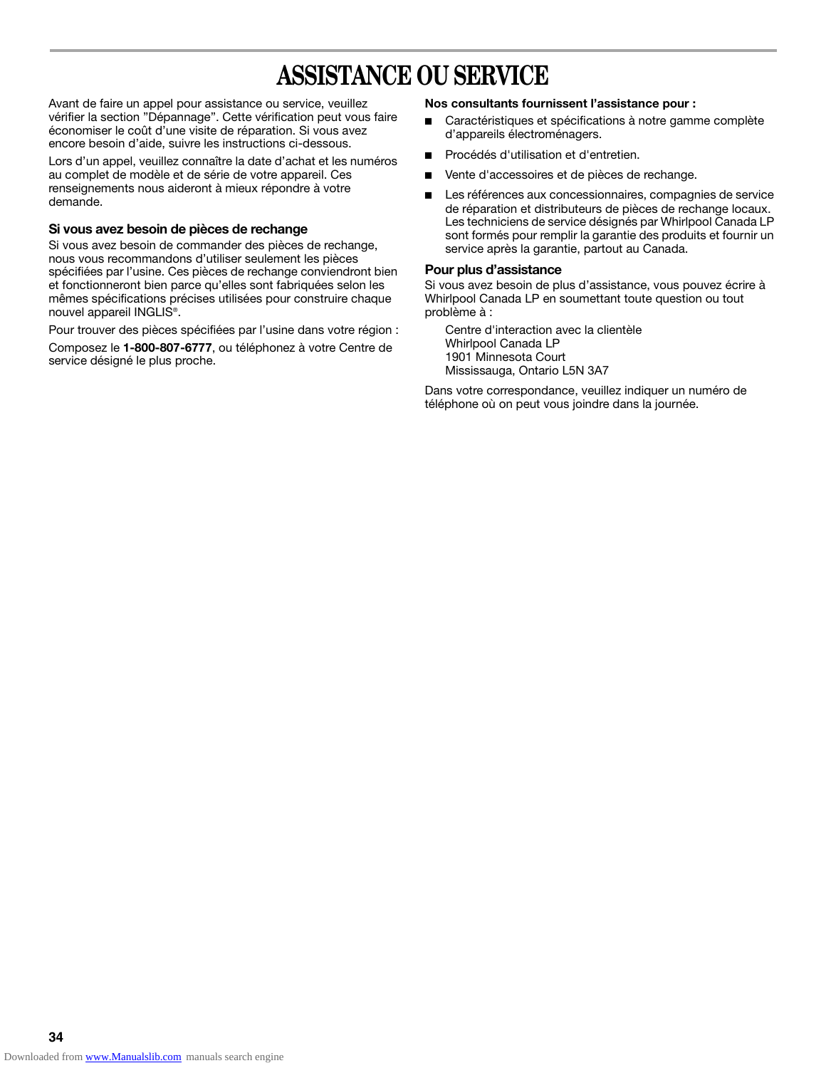# ASSISTANCE OU SERVICE

Avant de faire un appel pour assistance ou service, veuillez vérifier la section ”Dépannage”. Cette vérification peut vous faire économiser le coût d'une visite de réparation. Si vous avez encore besoin d'aide, suivre les instructions ci-dessous.

Lors d'un appel, veuillez connaître la date d'achat et les numéros au complet de modèle et de série de votre appareil. Ces renseignements nous aideront à mieux répondre à votre demande.

### Si vous avez besoin de pièces de rechange

Si vous avez besoin de commander des pièces de rechange, nous vous recommandons d'utiliser seulement les pièces spécifiées par l'usine. Ces pièces de rechange conviendront bien et fonctionneront bien parce qu'elles sont fabriquées selon les mêmes spécifications précises utilisées pour construire chaque nouvel appareil INGLIS®.

Pour trouver des pièces spécifiées par l'usine dans votre région :

Composez le **1-800-807-6777**, ou téléphonez à votre Centre de service désigné le plus proche.

**Nos consultants fournissent l'assistance pour :**

- Caractéristiques et spécifications à notre gamme complète d'appareils électroménagers.
- Procédés d'utilisation et d'entretien.
- Vente d'accessoires et de pièces de rechange.
- Les références aux concessionnaires, compagnies de service de réparation et distributeurs de pièces de rechange locaux. Les techniciens de service désignés par Whirlpool Canada LP sont formés pour remplir la garantie des produits et fournir un service après la garantie, partout au Canada.

### Pour plus d'assistance

Si vous avez besoin de plus d'assistance, vous pouvez écrire à Whirlpool Canada LP en soumettant toute question ou tout problème à :

Centre d'interaction avec la clientèle
Whirlpool Canada LP
1901 Minnesota Court
Mississauga, Ontario L5N 3A7

Dans votre correspondance, veuillez indiquer un numéro de téléphone où on peut vous joindre dans la journée.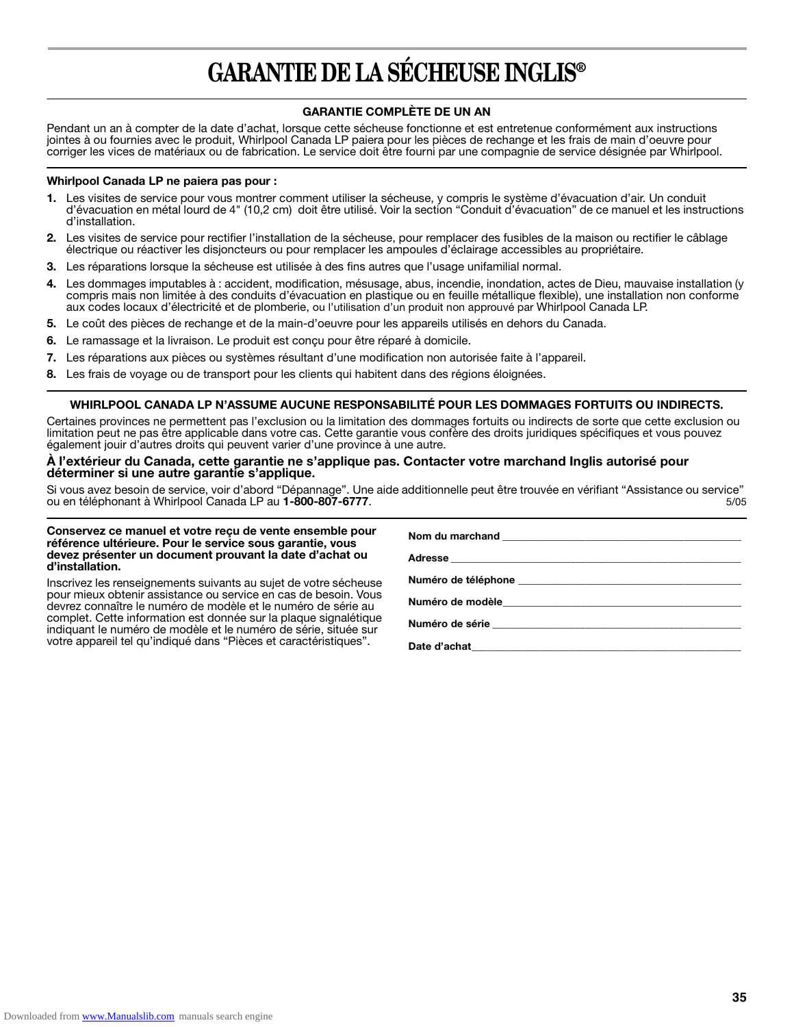// GARANTIE DE LA SÉCHEUSE INGLIS®

**GARANTIE COMPLÈTE DE UN AN**

Pendant un an à compter de la date d'achat, lorsque cette sécheuse fonctionne et est entretenue conformément aux instructions jointes à ou fournies avec le produit, Whirlpool Canada LP paiera pour les pièces de rechange et les frais de main d'oeuvre pour corriger les vices de matériaux ou de fabrication. Le service doit être fourni par une compagnie de service désignée par Whirlpool.

**Whirlpool Canada LP ne paiera pas pour :**

1. Les visites de service pour vous montrer comment utiliser la sécheuse, y compris le système d'évacuation d'air. Un conduit d'évacuation en métal lourd de 4" (10,2 cm) doit être utilisé. Voir la section "Conduit d'évacuation" de ce manuel et les instructions d'installation.
2. Les visites de service pour rectifier l'installation de la sécheuse, pour remplacer des fusibles de la maison ou rectifier le câblage électrique ou réactiver les disjoncteurs ou pour remplacer les ampoules d'éclairage accessibles au propriétaire.
3. Les réparations lorsque la sécheuse est utilisée à des fins autres que l'usage unifamilial normal.
4. Les dommages imputables à : accident, modification, mésusage, abus, incendie, inondation, actes de Dieu, mauvaise installation (y compris mais non limitée à des conduits d'évacuation en plastique ou en feuille métallique flexible), une installation non conforme aux codes locaux d'électricité et de plomberie, ou l'utilisation d'un produit non approuvé par Whirlpool Canada LP.
5. Le coût des pièces de rechange et de la main-d'oeuvre pour les appareils utilisés en dehors du Canada.
6. Le ramassage et la livraison. Le produit est conçu pour être réparé à domicile.
7. Les réparations aux pièces ou systèmes résultant d'une modification non autorisée faite à l'appareil.
8. Les frais de voyage ou de transport pour les clients qui habitent dans des régions éloignées.

**WHIRLPOOL CANADA LP N'ASSUME AUCUNE RESPONSABILITÉ POUR LES DOMMAGES FORTUITS OU INDIRECTS.**

Certaines provinces ne permettent pas l'exclusion ou la limitation des dommages fortuits ou indirects de sorte que cette exclusion ou limitation peut ne pas être applicable dans votre cas. Cette garantie vous confère des droits juridiques spécifiques et vous pouvez également jouir d'autres droits qui peuvent varier d'une province à une autre.

**À l'extérieur du Canada, cette garantie ne s'applique pas. Contacter votre marchand Inglis autorisé pour déterminer si une autre garantie s'applique.**

Si vous avez besoin de service, voir d'abord "Dépannage". Une aide additionnelle peut être trouvée en vérifiant "Assistance ou service" ou en téléphonant à Whirlpool Canada LP au **1-800-807-6777**. 5/05

**Conservez ce manuel et votre reçu de vente ensemble pour référence ultérieure. Pour le service sous garantie, vous devez présenter un document prouvant la date d'achat ou d'installation.**

Inscrivez les renseignements suivants au sujet de votre sécheuse pour mieux obtenir assistance ou service en cas de besoin. Vous devrez connaître le numéro de modèle et le numéro de série au complet. Cette information est donnée sur la plaque signalétique indiquant le numéro de modèle et le numéro de série, située sur votre appareil tel qu'indiqué dans "Pièces et caractéristiques".

**Nom du marchand** ____________________

**Adresse** ____________________

**Numéro de téléphone** ____________________

**Numéro de modèle** ____________________

**Numéro de série** ____________________

**Date d'achat** ____________________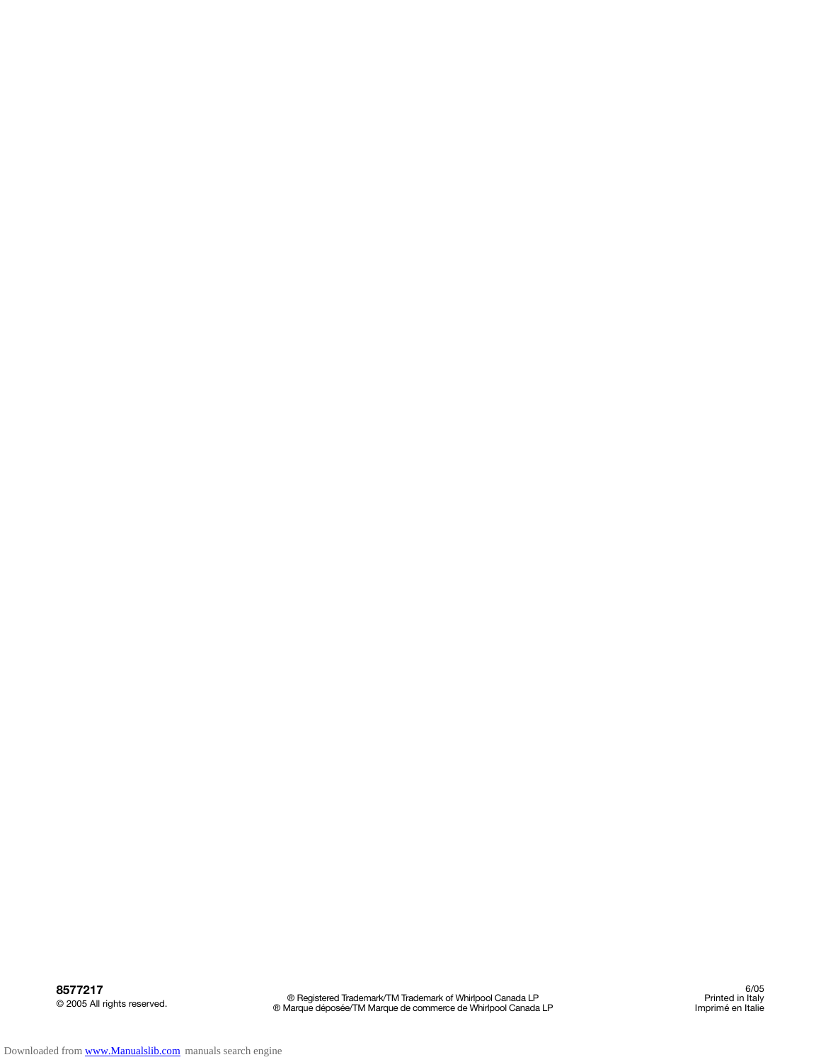**8577217**
© 2005 All rights reserved.

® Registered Trademark/TM Trademark of Whirlpool Canada LP
® Marque déposée/TM Marque de commerce de Whirlpool Canada LP

6/05
Printed in Italy
Imprimé en Italie